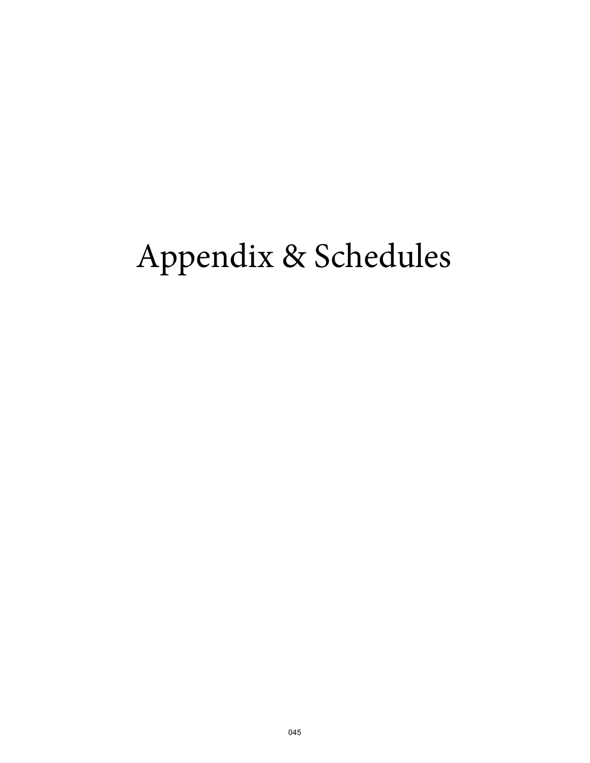# Appendix & Schedules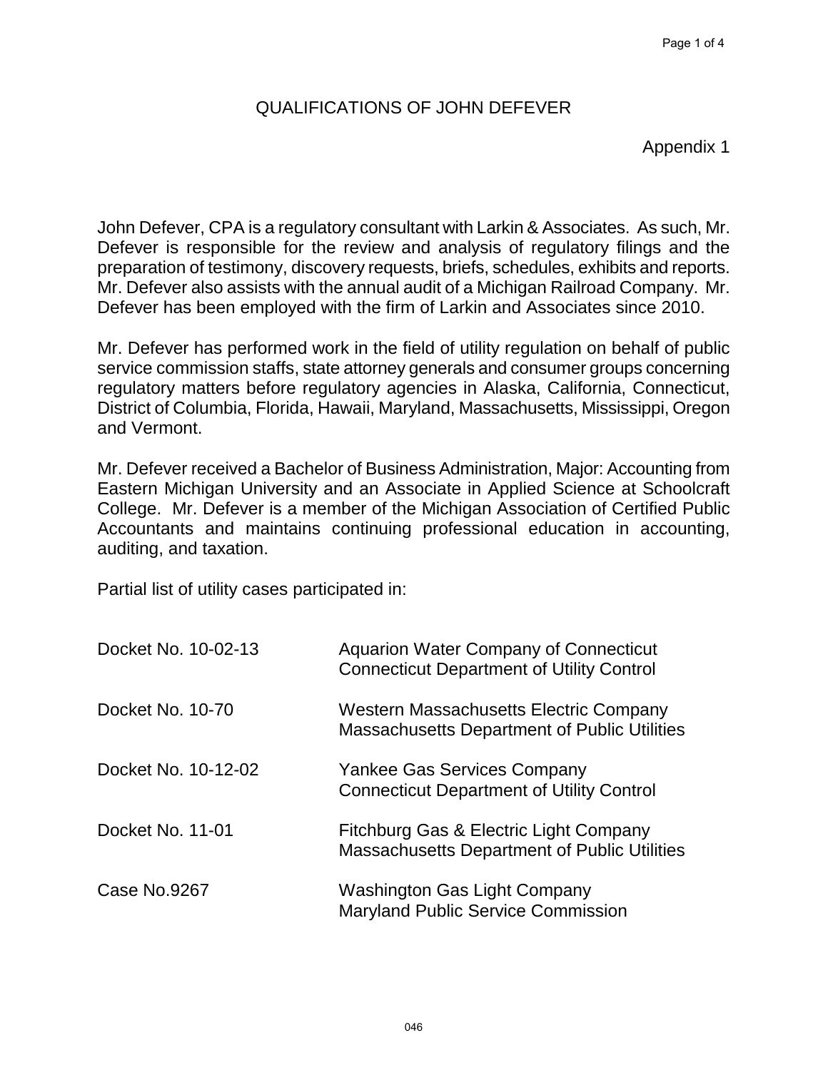# QUALIFICATIONS OF JOHN DEFEVER

Appendix 1

John Defever, CPA is a regulatory consultant with Larkin & Associates. As such, Mr. Defever is responsible for the review and analysis of regulatory filings and the preparation of testimony, discovery requests, briefs, schedules, exhibits and reports. Mr. Defever also assists with the annual audit of a Michigan Railroad Company. Mr. Defever has been employed with the firm of Larkin and Associates since 2010.

Mr. Defever has performed work in the field of utility regulation on behalf of public service commission staffs, state attorney generals and consumer groups concerning regulatory matters before regulatory agencies in Alaska, California, Connecticut, District of Columbia, Florida, Hawaii, Maryland, Massachusetts, Mississippi, Oregon and Vermont.

Mr. Defever received a Bachelor of Business Administration, Major: Accounting from Eastern Michigan University and an Associate in Applied Science at Schoolcraft College. Mr. Defever is a member of the Michigan Association of Certified Public Accountants and maintains continuing professional education in accounting, auditing, and taxation.

Partial list of utility cases participated in:

| | |
|---|---|
| Docket No. 10-02-13 | Aquarion Water Company of Connecticut<br>Connecticut Department of Utility Control |
| Docket No. 10-70 | Western Massachusetts Electric Company<br>Massachusetts Department of Public Utilities |
| Docket No. 10-12-02 | Yankee Gas Services Company<br>Connecticut Department of Utility Control |
| Docket No. 11-01 | Fitchburg Gas & Electric Light Company<br>Massachusetts Department of Public Utilities |
| Case No.9267 | Washington Gas Light Company<br>Maryland Public Service Commission |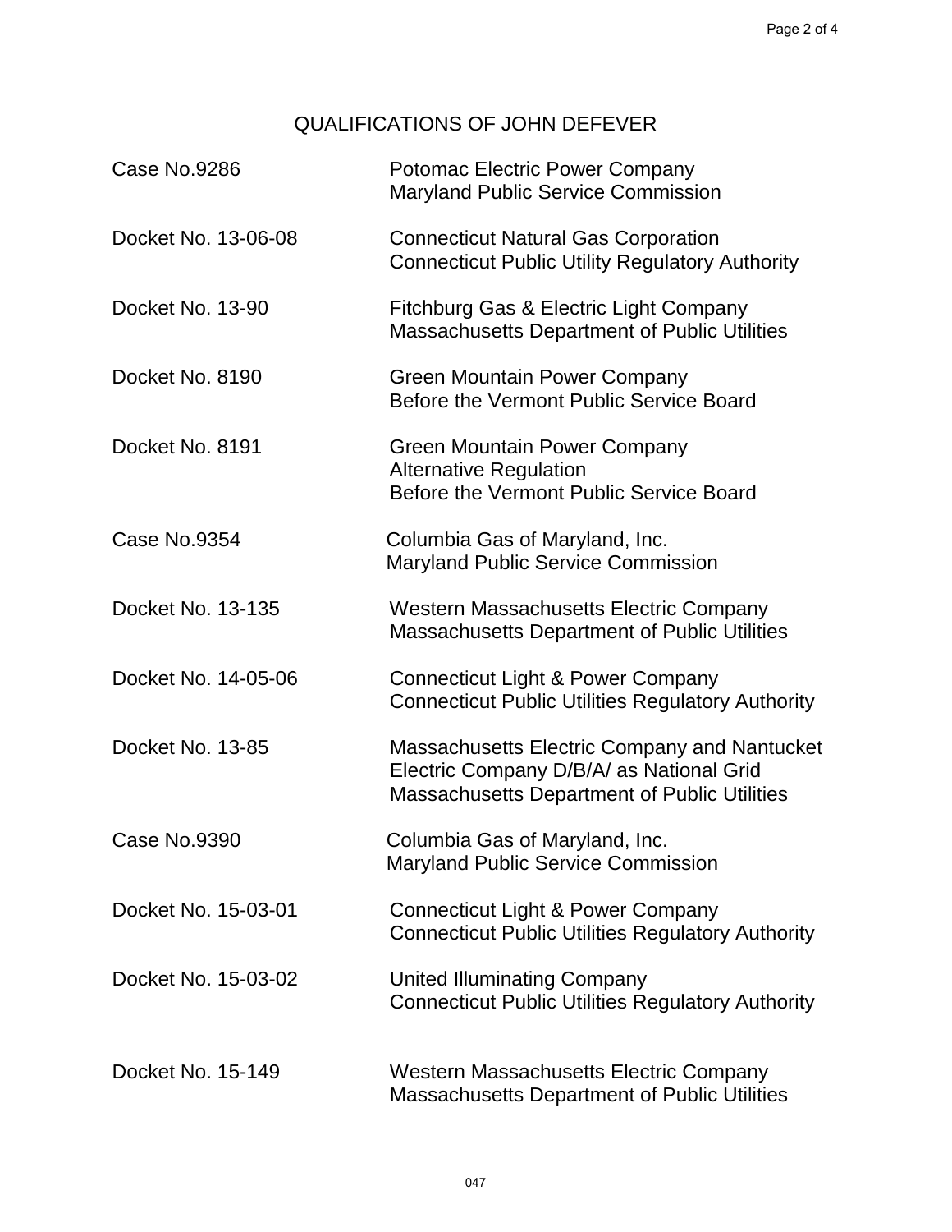# QUALIFICATIONS OF JOHN DEFEVER

| | |
|---|---|
| Case No.9286 | Potomac Electric Power Company<br>Maryland Public Service Commission |
| Docket No. 13-06-08 | Connecticut Natural Gas Corporation<br>Connecticut Public Utility Regulatory Authority |
| Docket No. 13-90 | Fitchburg Gas & Electric Light Company<br>Massachusetts Department of Public Utilities |
| Docket No. 8190 | Green Mountain Power Company<br>Before the Vermont Public Service Board |
| Docket No. 8191 | Green Mountain Power Company<br>Alternative Regulation<br>Before the Vermont Public Service Board |
| Case No.9354 | Columbia Gas of Maryland, Inc.<br>Maryland Public Service Commission |
| Docket No. 13-135 | Western Massachusetts Electric Company<br>Massachusetts Department of Public Utilities |
| Docket No. 14-05-06 | Connecticut Light & Power Company<br>Connecticut Public Utilities Regulatory Authority |
| Docket No. 13-85 | Massachusetts Electric Company and Nantucket Electric Company D/B/A/ as National Grid<br>Massachusetts Department of Public Utilities |
| Case No.9390 | Columbia Gas of Maryland, Inc.<br>Maryland Public Service Commission |
| Docket No. 15-03-01 | Connecticut Light & Power Company<br>Connecticut Public Utilities Regulatory Authority |
| Docket No. 15-03-02 | United Illuminating Company<br>Connecticut Public Utilities Regulatory Authority |
| Docket No. 15-149 | Western Massachusetts Electric Company<br>Massachusetts Department of Public Utilities |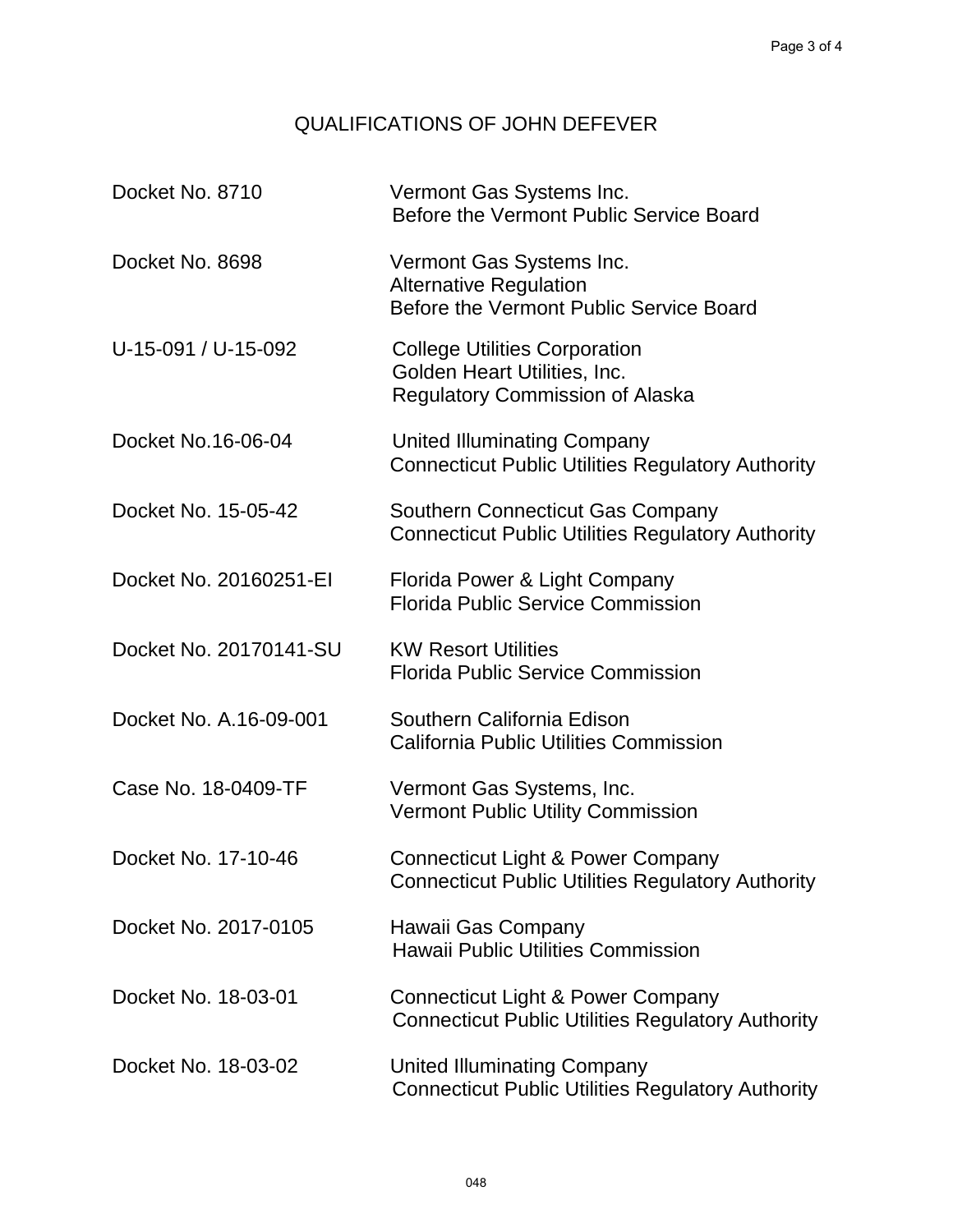# QUALIFICATIONS OF JOHN DEFEVER

| | |
|---|---|
| Docket No. 8710 | Vermont Gas Systems Inc.<br>Before the Vermont Public Service Board |
| Docket No. 8698 | Vermont Gas Systems Inc.<br>Alternative Regulation<br>Before the Vermont Public Service Board |
| U-15-091 / U-15-092 | College Utilities Corporation<br>Golden Heart Utilities, Inc.<br>Regulatory Commission of Alaska |
| Docket No.16-06-04 | United Illuminating Company<br>Connecticut Public Utilities Regulatory Authority |
| Docket No. 15-05-42 | Southern Connecticut Gas Company<br>Connecticut Public Utilities Regulatory Authority |
| Docket No. 20160251-EI | Florida Power & Light Company<br>Florida Public Service Commission |
| Docket No. 20170141-SU | KW Resort Utilities<br>Florida Public Service Commission |
| Docket No. A.16-09-001 | Southern California Edison<br>California Public Utilities Commission |
| Case No. 18-0409-TF | Vermont Gas Systems, Inc.<br>Vermont Public Utility Commission |
| Docket No. 17-10-46 | Connecticut Light & Power Company<br>Connecticut Public Utilities Regulatory Authority |
| Docket No. 2017-0105 | Hawaii Gas Company<br>Hawaii Public Utilities Commission |
| Docket No. 18-03-01 | Connecticut Light & Power Company<br>Connecticut Public Utilities Regulatory Authority |
| Docket No. 18-03-02 | United Illuminating Company<br>Connecticut Public Utilities Regulatory Authority |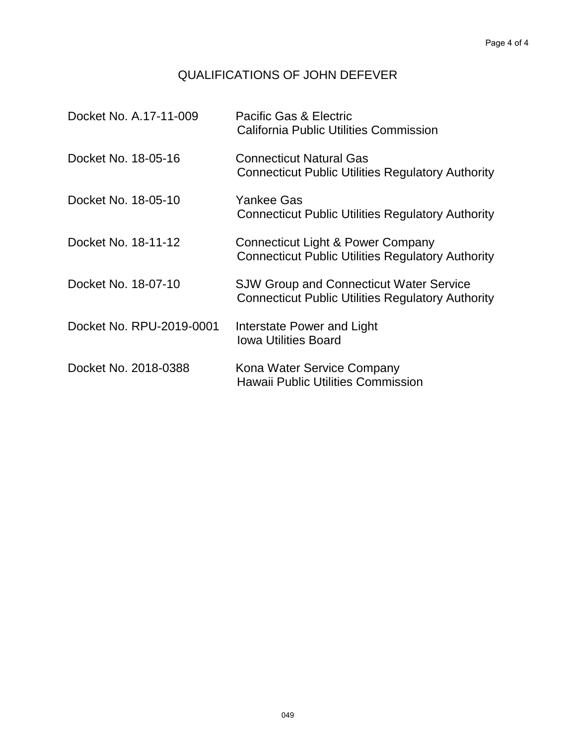# QUALIFICATIONS OF JOHN DEFEVER

| | |
|---|---|
| Docket No. A.17-11-009 | Pacific Gas & Electric<br>California Public Utilities Commission |
| Docket No. 18-05-16 | Connecticut Natural Gas<br>Connecticut Public Utilities Regulatory Authority |
| Docket No. 18-05-10 | Yankee Gas<br>Connecticut Public Utilities Regulatory Authority |
| Docket No. 18-11-12 | Connecticut Light & Power Company<br>Connecticut Public Utilities Regulatory Authority |
| Docket No. 18-07-10 | SJW Group and Connecticut Water Service<br>Connecticut Public Utilities Regulatory Authority |
| Docket No. RPU-2019-0001 | Interstate Power and Light<br>Iowa Utilities Board |
| Docket No. 2018-0388 | Kona Water Service Company<br>Hawaii Public Utilities Commission |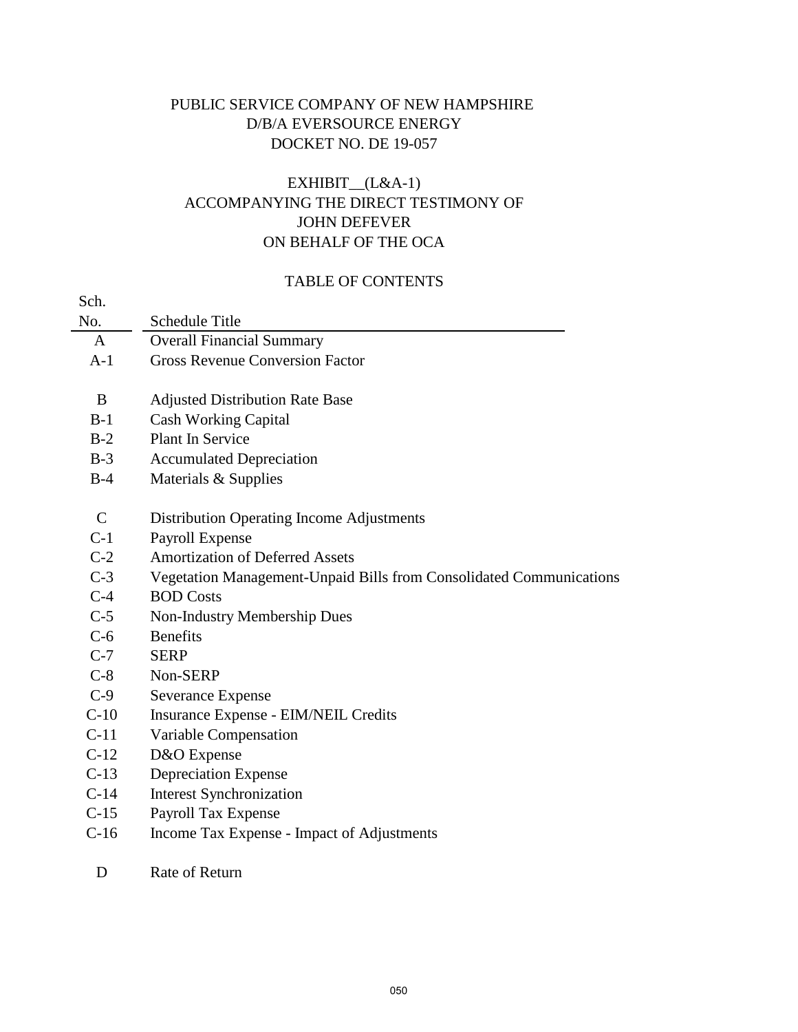PUBLIC SERVICE COMPANY OF NEW HAMPSHIRE
D/B/A EVERSOURCE ENERGY
DOCKET NO. DE 19-057

EXHIBIT__(L&A-1)
ACCOMPANYING THE DIRECT TESTIMONY OF
JOHN DEFEVER
ON BEHALF OF THE OCA

TABLE OF CONTENTS

| Sch. No. | Schedule Title |
|---|---|
| A | Overall Financial Summary |
| A-1 | Gross Revenue Conversion Factor |
| | |
| B | Adjusted Distribution Rate Base |
| B-1 | Cash Working Capital |
| B-2 | Plant In Service |
| B-3 | Accumulated Depreciation |
| B-4 | Materials & Supplies |
| | |
| C | Distribution Operating Income Adjustments |
| C-1 | Payroll Expense |
| C-2 | Amortization of Deferred Assets |
| C-3 | Vegetation Management-Unpaid Bills from Consolidated Communications |
| C-4 | BOD Costs |
| C-5 | Non-Industry Membership Dues |
| C-6 | Benefits |
| C-7 | SERP |
| C-8 | Non-SERP |
| C-9 | Severance Expense |
| C-10 | Insurance Expense - EIM/NEIL Credits |
| C-11 | Variable Compensation |
| C-12 | D&O Expense |
| C-13 | Depreciation Expense |
| C-14 | Interest Synchronization |
| C-15 | Payroll Tax Expense |
| C-16 | Income Tax Expense - Impact of Adjustments |
| | |
| D | Rate of Return |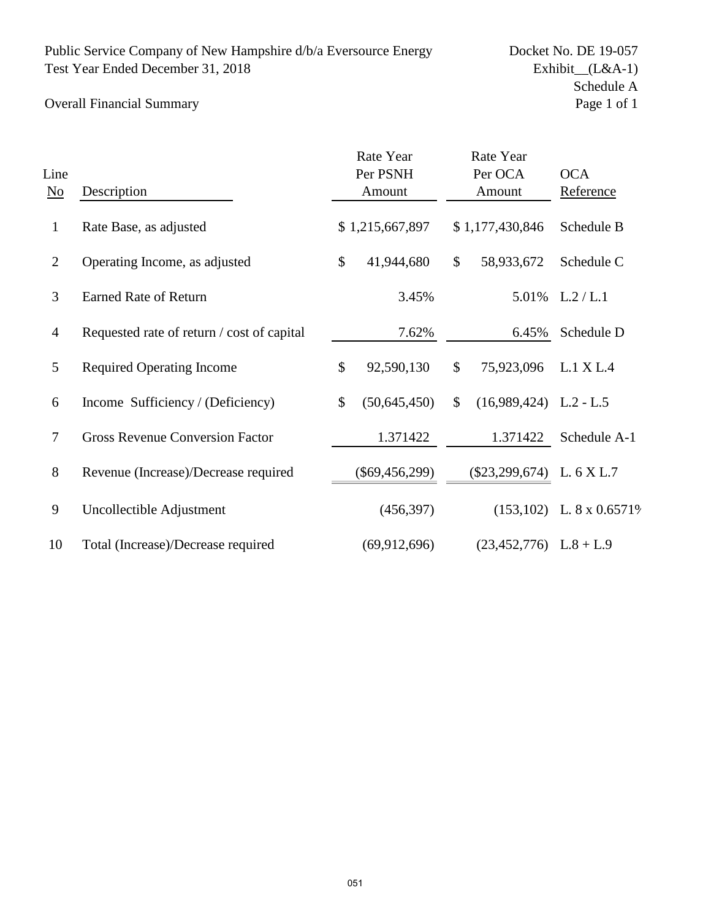Public Service Company of New Hampshire d/b/a Eversource Energy
Test Year Ended December 31, 2018

Docket No. DE 19-057
Exhibit__(L&A-1)
Schedule A

Overall Financial Summary

| Line No | Description | Rate Year Per PSNH Amount | Rate Year Per OCA Amount | OCA Reference |
|---|---|---|---|---|
| 1 | Rate Base, as adjusted | $ 1,215,667,897 | $ 1,177,430,846 | Schedule B |
| 2 | Operating Income, as adjusted | $ 41,944,680 | $ 58,933,672 | Schedule C |
| 3 | Earned Rate of Return | 3.45% | 5.01% | L.2 / L.1 |
| 4 | Requested rate of return / cost of capital | 7.62% | 6.45% | Schedule D |
| 5 | Required Operating Income | $ 92,590,130 | $ 75,923,096 | L.1 X L.4 |
| 6 | Income Sufficiency / (Deficiency) | $ (50,645,450) | $ (16,989,424) | L.2 - L.5 |
| 7 | Gross Revenue Conversion Factor | 1.371422 | 1.371422 | Schedule A-1 |
| 8 | Revenue (Increase)/Decrease required | ($69,456,299) | ($23,299,674) | L. 6 X L.7 |
| 9 | Uncollectible Adjustment | (456,397) | (153,102) | L. 8 x 0.6571% |
| 10 | Total (Increase)/Decrease required | (69,912,696) | (23,452,776) | L.8 + L.9 |

051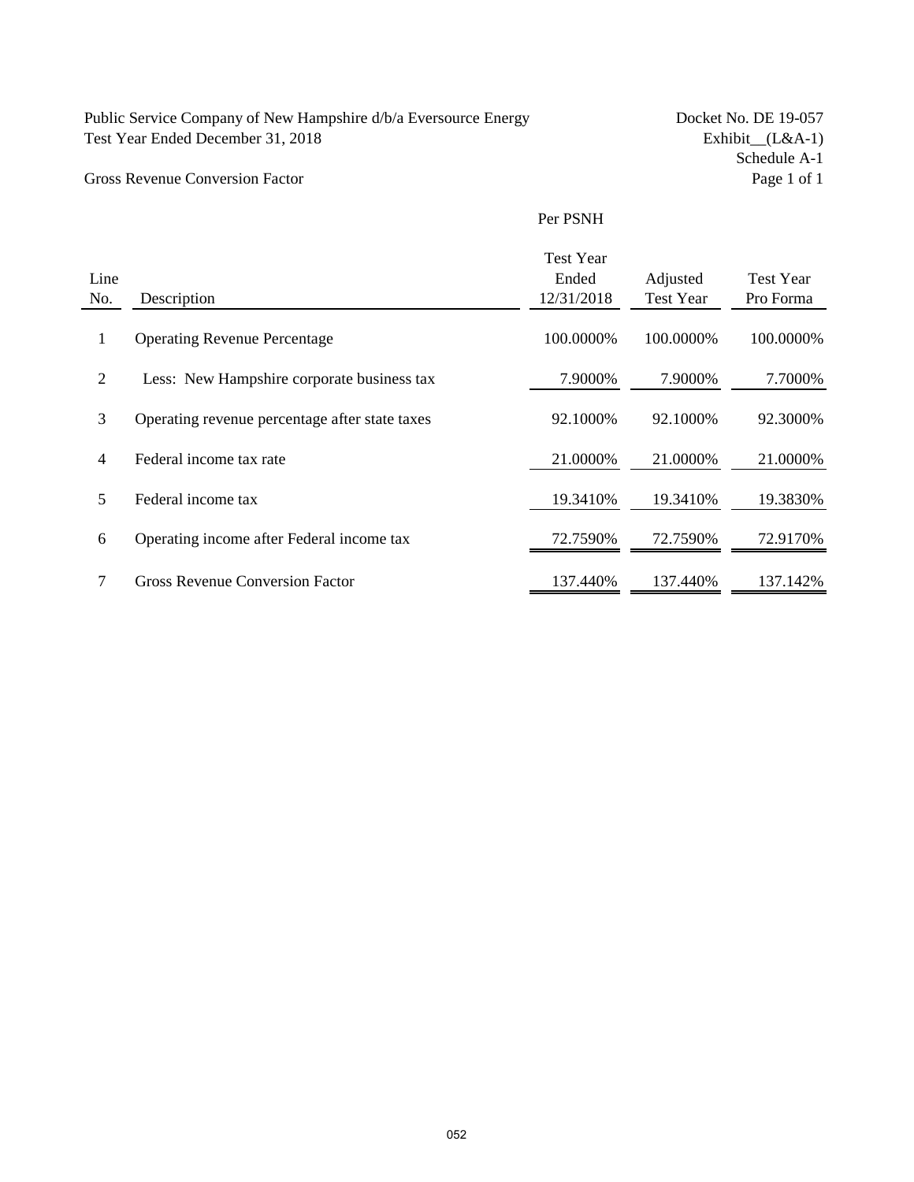Public Service Company of New Hampshire d/b/a Eversource Energy
Test Year Ended December 31, 2018

Docket No. DE 19-057
Exhibit__(L&A-1)
Schedule A-1
Page 1 of 1

Gross Revenue Conversion Factor

| | | Per PSNH | | |
|---|---|---|---|---|
| Line No. | Description | Test Year Ended 12/31/2018 | Adjusted Test Year | Test Year Pro Forma |
| 1 | Operating Revenue Percentage | 100.0000% | 100.0000% | 100.0000% |
| 2 | Less: New Hampshire corporate business tax | 7.9000% | 7.9000% | 7.7000% |
| 3 | Operating revenue percentage after state taxes | 92.1000% | 92.1000% | 92.3000% |
| 4 | Federal income tax rate | 21.0000% | 21.0000% | 21.0000% |
| 5 | Federal income tax | 19.3410% | 19.3410% | 19.3830% |
| 6 | Operating income after Federal income tax | 72.7590% | 72.7590% | 72.9170% |
| 7 | Gross Revenue Conversion Factor | 137.440% | 137.440% | 137.142% |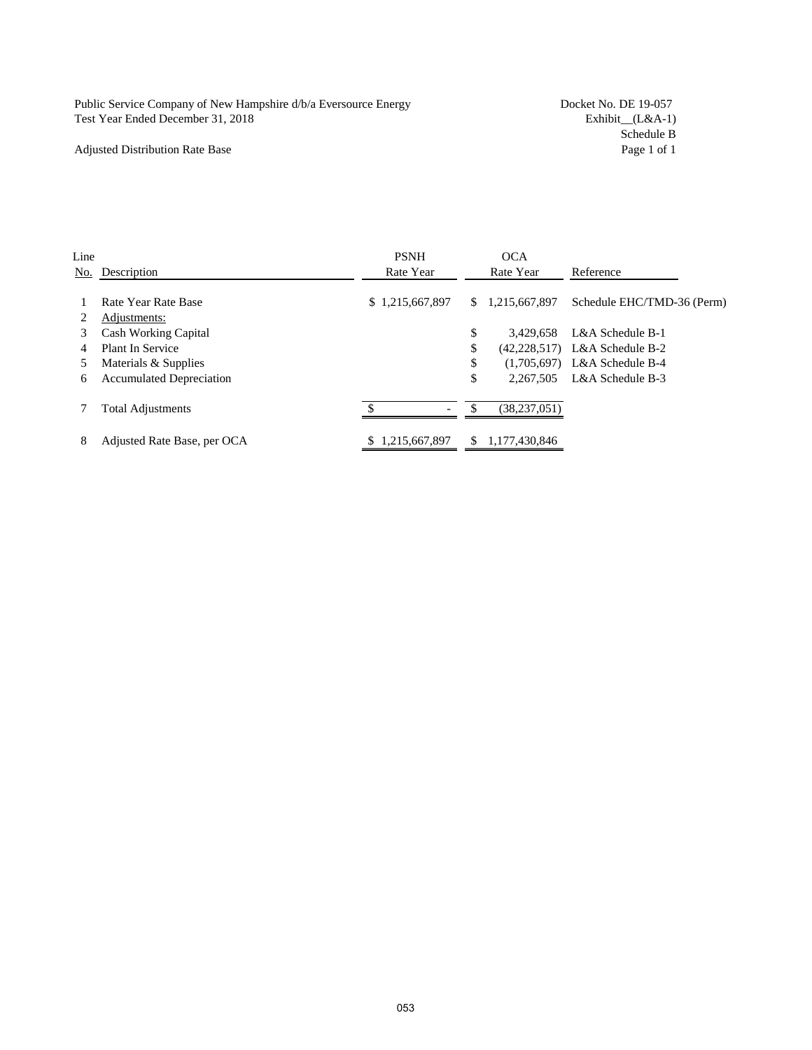Public Service Company of New Hampshire d/b/a Eversource Energy
Test Year Ended December 31, 2018

Adjusted Distribution Rate Base

Docket No. DE 19-057
Exhibit__(L&A-1)
Schedule B
Page 1 of 1

| Line No. | Description | PSNH Rate Year | OCA Rate Year | Reference |
|---|---|---|---|---|
| 1 | Rate Year Rate Base | $ 1,215,667,897 | $ 1,215,667,897 | Schedule EHC/TMD-36 (Perm) |
| 2 | Adjustments: | | | |
| 3 | Cash Working Capital | | $ 3,429,658 | L&A Schedule B-1 |
| 4 | Plant In Service | | $ (42,228,517) | L&A Schedule B-2 |
| 5 | Materials & Supplies | | $ (1,705,697) | L&A Schedule B-4 |
| 6 | Accumulated Depreciation | | $ 2,267,505 | L&A Schedule B-3 |
| 7 | Total Adjustments | $ - | $ (38,237,051) | |
| 8 | Adjusted Rate Base, per OCA | $ 1,215,667,897 | $ 1,177,430,846 | |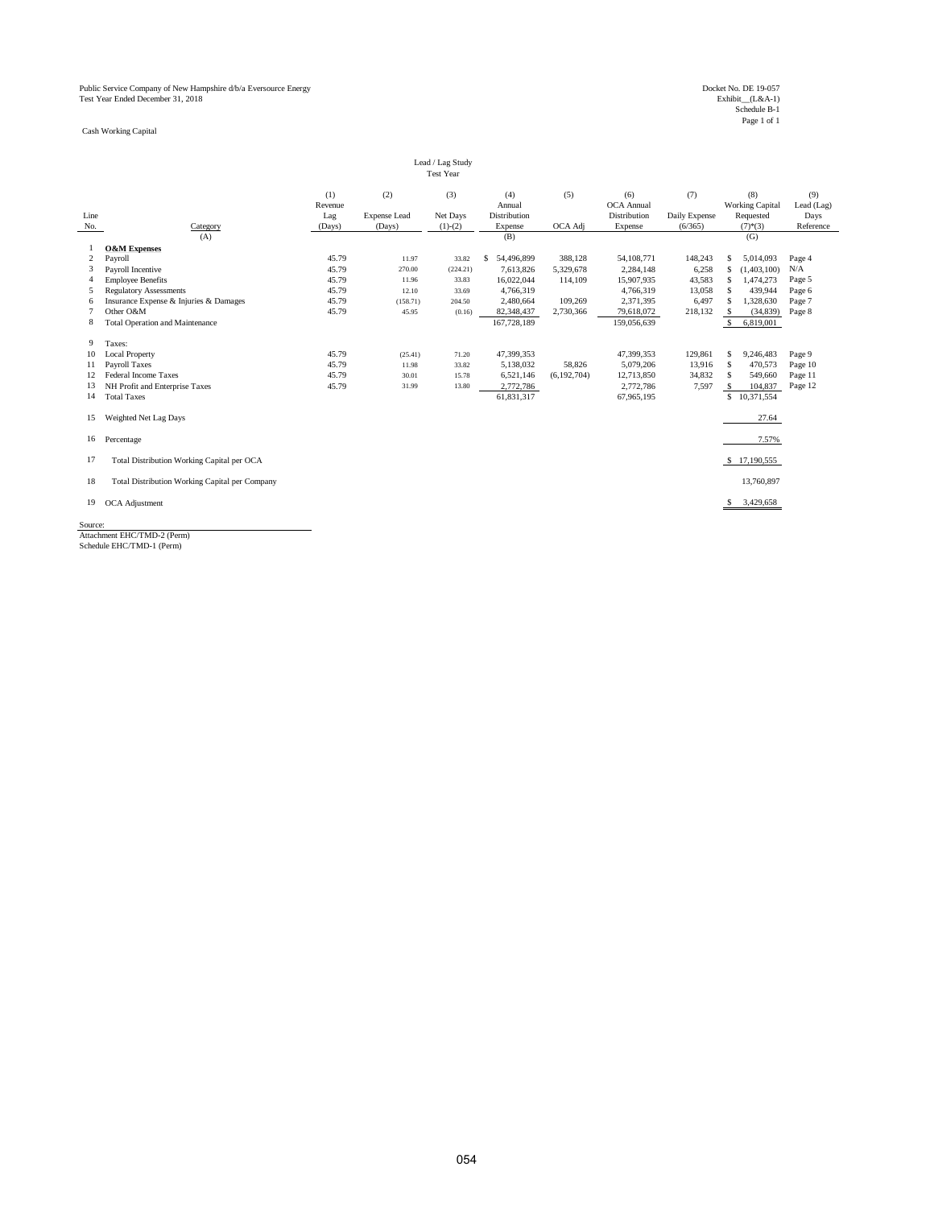Public Service Company of New Hampshire d/b/a Eversource Energy
Test Year Ended December 31, 2018

Docket No. DE 19-057
Exhibit__(L&A-1)
Schedule B-1
Page 1 of 1

Cash Working Capital

Lead / Lag Study
Test Year

| Line No. | Category | (1) Revenue Lag (Days) | (2) Expense Lead (Days) | (3) Net Days (1)-(2) | (4) Annual Distribution Expense | (5) OCA Adj | (6) OCA Annual Distribution Expense | (7) Daily Expense (6/365) | (8) Working Capital Requested (7)*(3) | (9) Lead (Lag) Days Reference |
|---|---|---|---|---|---|---|---|---|---|---|
| | (A) | | | | (B) | | | | (G) | |
| 1 | **O&M Expenses** | | | | | | | | | |
| 2 | Payroll | 45.79 | 11.97 | 33.82 | $ 54,496,899 | 388,128 | 54,108,771 | 148,243 | $ 5,014,093 | Page 4 |
| 3 | Payroll Incentive | 45.79 | 270.00 | (224.21) | 7,613,826 | 5,329,678 | 2,284,148 | 6,258 | $ (1,403,100) | N/A |
| 4 | Employee Benefits | 45.79 | 11.96 | 33.83 | 16,022,044 | 114,109 | 15,907,935 | 43,583 | $ 1,474,273 | Page 5 |
| 5 | Regulatory Assessments | 45.79 | 12.10 | 33.69 | 4,766,319 | | 4,766,319 | 13,058 | $ 439,944 | Page 6 |
| 6 | Insurance Expense & Injuries & Damages | 45.79 | (158.71) | 204.50 | 2,480,664 | 109,269 | 2,371,395 | 6,497 | $ 1,328,630 | Page 7 |
| 7 | Other O&M | 45.79 | 45.95 | (0.16) | 82,348,437 | 2,730,366 | 79,618,072 | 218,132 | $ (34,839) | Page 8 |
| 8 | Total Operation and Maintenance | | | | 167,728,189 | | 159,056,639 | | $ 6,819,001 | |
| 9 | Taxes: | | | | | | | | | |
| 10 | Local Property | 45.79 | (25.41) | 71.20 | 47,399,353 | | 47,399,353 | 129,861 | $ 9,246,483 | Page 9 |
| 11 | Payroll Taxes | 45.79 | 11.98 | 33.82 | 5,138,032 | 58,826 | 5,079,206 | 13,916 | $ 470,573 | Page 10 |
| 12 | Federal Income Taxes | 45.79 | 30.01 | 15.78 | 6,521,146 | (6,192,704) | 12,713,850 | 34,832 | $ 549,660 | Page 11 |
| 13 | NH Profit and Enterprise Taxes | 45.79 | 31.99 | 13.80 | 2,772,786 | | 2,772,786 | 7,597 | $ 104,837 | Page 12 |
| 14 | Total Taxes | | | | 61,831,317 | | 67,965,195 | | $ 10,371,554 | |
| 15 | Weighted Net Lag Days | | | | | | | | 27.64 | |
| 16 | Percentage | | | | | | | | 7.57% | |
| 17 | Total Distribution Working Capital per OCA | | | | | | | | $ 17,190,555 | |
| 18 | Total Distribution Working Capital per Company | | | | | | | | 13,760,897 | |
| 19 | OCA Adjustment | | | | | | | | $ 3,429,658 | |

Source:
Attachment EHC/TMD-2 (Perm)
Schedule EHC/TMD-1 (Perm)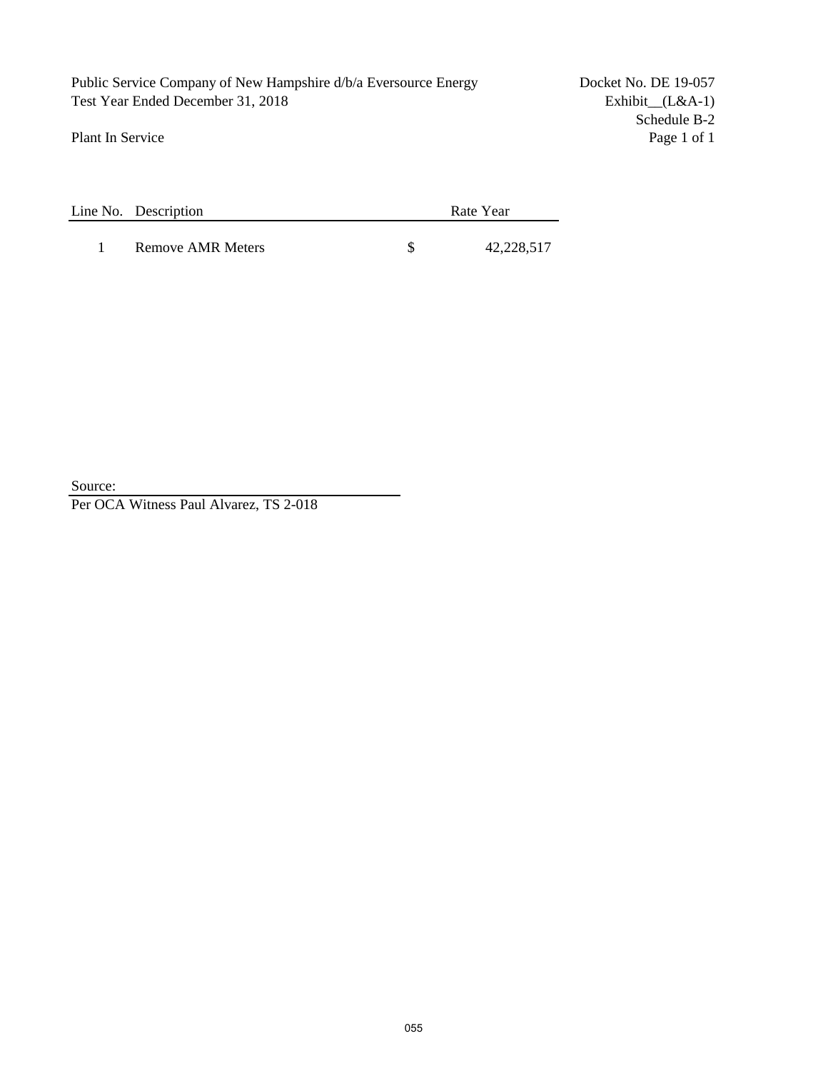Public Service Company of New Hampshire d/b/a Eversource Energy
Test Year Ended December 31, 2018

Docket No. DE 19-057
Exhibit__(L&A-1)
Schedule B-2
Page 1 of 1

Plant In Service

| Line No. | Description | | Rate Year |
|---|---|---|---|
| 1 | Remove AMR Meters | $ | 42,228,517 |

Source:
Per OCA Witness Paul Alvarez, TS 2-018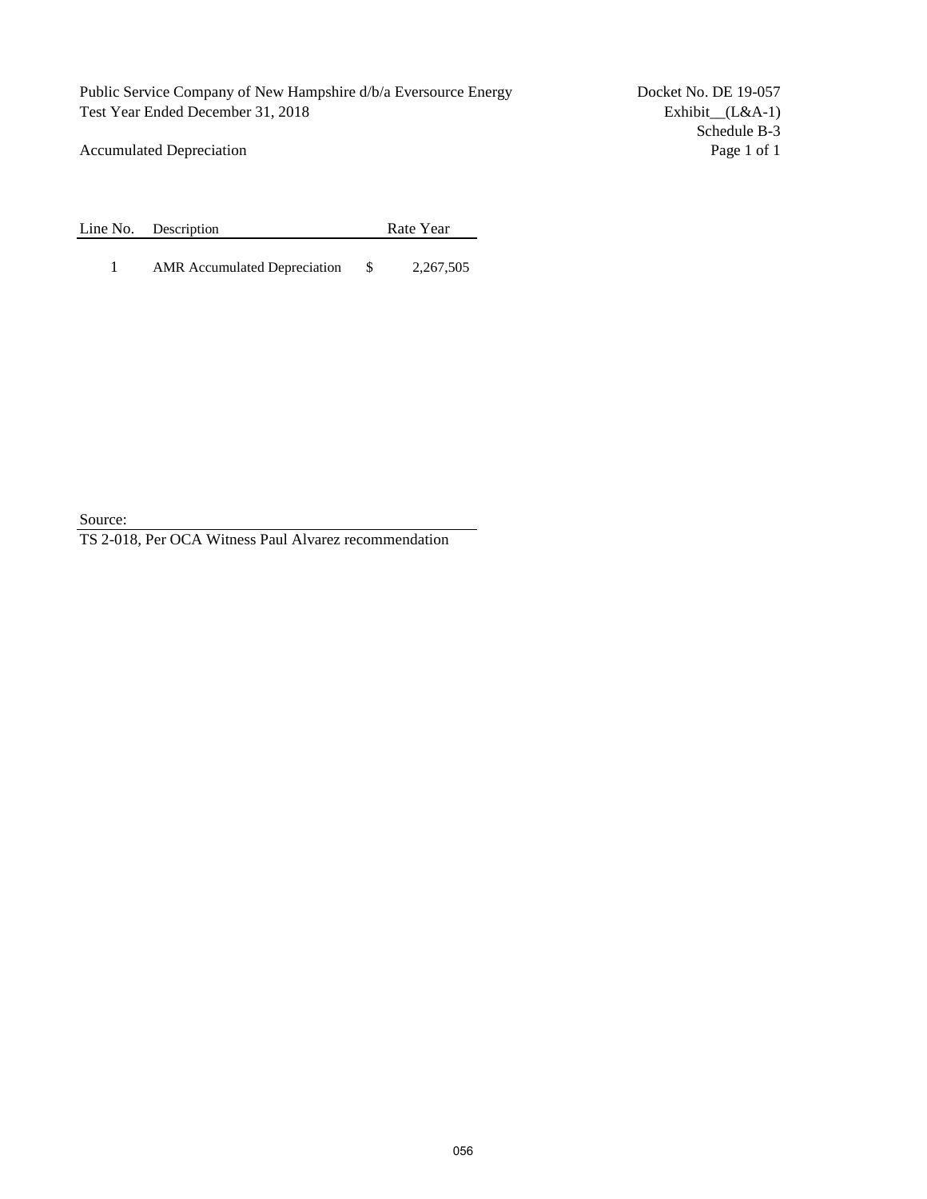Public Service Company of New Hampshire d/b/a Eversource Energy
Test Year Ended December 31, 2018

Docket No. DE 19-057
Exhibit__(L&A-1)
Schedule B-3
Page 1 of 1

Accumulated Depreciation

| Line No. | Description | Rate Year |
|---|---|---|
| 1 | AMR Accumulated Depreciation | $ 2,267,505 |

Source:
TS 2-018, Per OCA Witness Paul Alvarez recommendation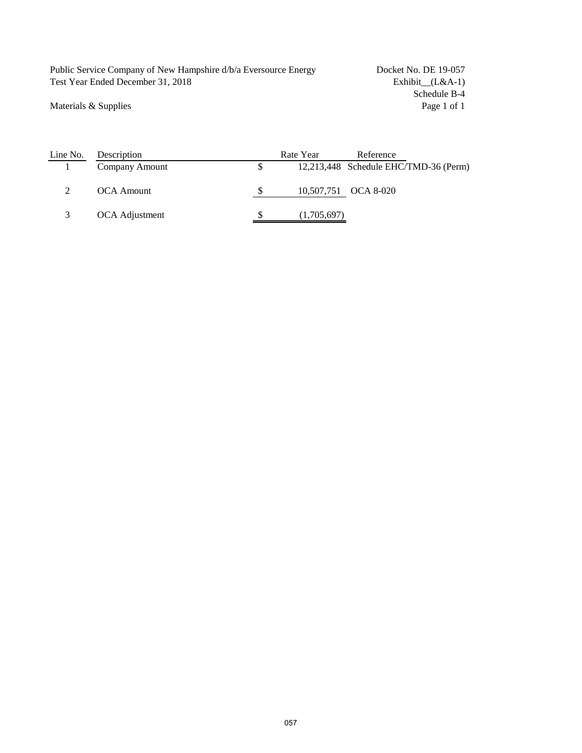Public Service Company of New Hampshire d/b/a Eversource Energy
Test Year Ended December 31, 2018

Docket No. DE 19-057
Exhibit__(L&A-1)
Schedule B-4

Materials & Supplies

| Line No. | Description | | Rate Year | Reference |
|---|---|---|---|---|
| 1 | Company Amount | $ | 12,213,448 | Schedule EHC/TMD-36 (Perm) |
| 2 | OCA Amount | $ | 10,507,751 | OCA 8-020 |
| 3 | OCA Adjustment | $ | (1,705,697) | |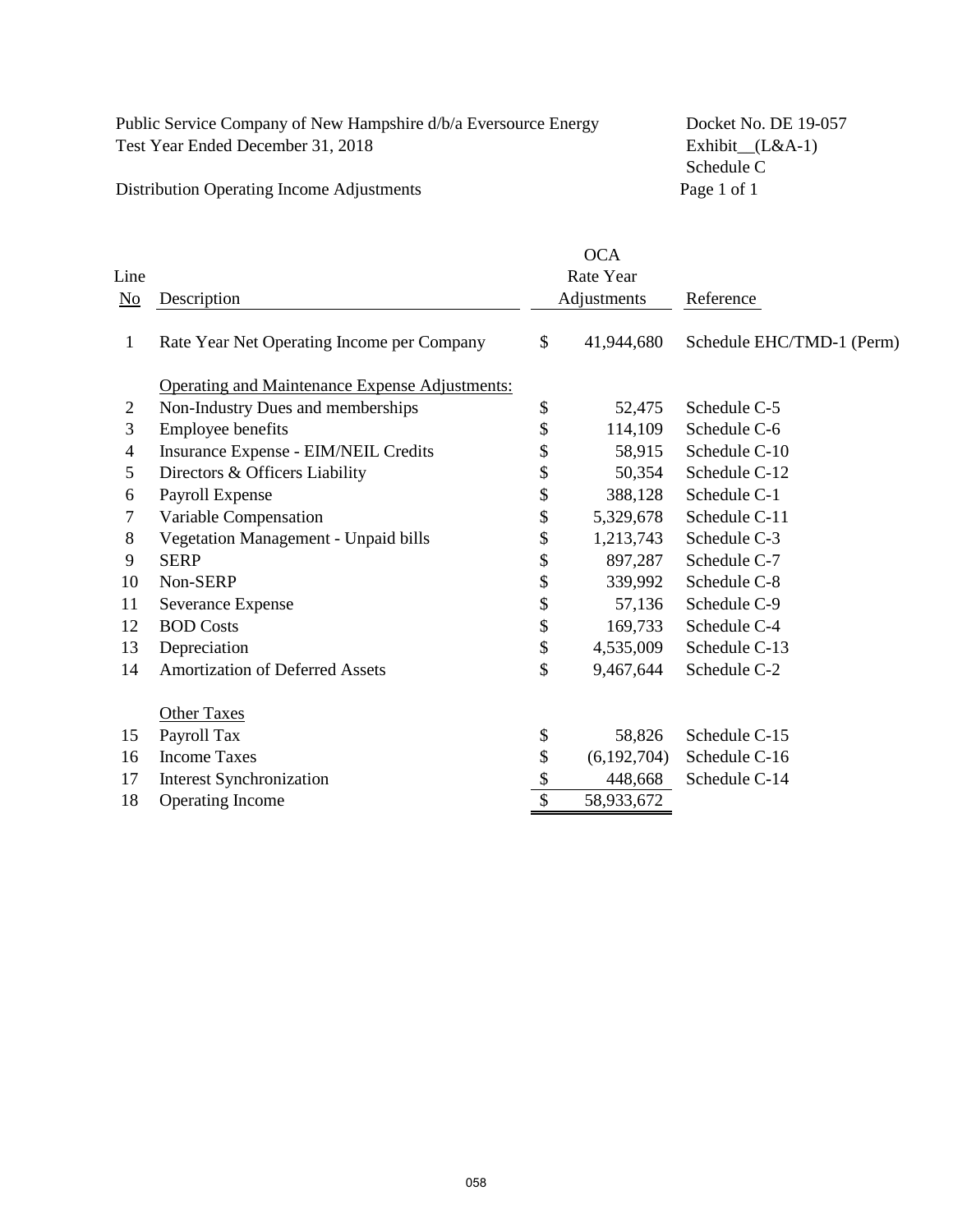Public Service Company of New Hampshire d/b/a Eversource Energy
Test Year Ended December 31, 2018

Docket No. DE 19-057
Exhibit__(L&A-1)
Schedule C

Distribution Operating Income Adjustments

| Line No | Description | OCA Rate Year Adjustments | Reference |
|---|---|---|---|
| 1 | Rate Year Net Operating Income per Company | $ 41,944,680 | Schedule EHC/TMD-1 (Perm) |
| | Operating and Maintenance Expense Adjustments: | | |
| 2 | Non-Industry Dues and memberships | $ 52,475 | Schedule C-5 |
| 3 | Employee benefits | $ 114,109 | Schedule C-6 |
| 4 | Insurance Expense - EIM/NEIL Credits | $ 58,915 | Schedule C-10 |
| 5 | Directors & Officers Liability | $ 50,354 | Schedule C-12 |
| 6 | Payroll Expense | $ 388,128 | Schedule C-1 |
| 7 | Variable Compensation | $ 5,329,678 | Schedule C-11 |
| 8 | Vegetation Management - Unpaid bills | $ 1,213,743 | Schedule C-3 |
| 9 | SERP | $ 897,287 | Schedule C-7 |
| 10 | Non-SERP | $ 339,992 | Schedule C-8 |
| 11 | Severance Expense | $ 57,136 | Schedule C-9 |
| 12 | BOD Costs | $ 169,733 | Schedule C-4 |
| 13 | Depreciation | $ 4,535,009 | Schedule C-13 |
| 14 | Amortization of Deferred Assets | $ 9,467,644 | Schedule C-2 |
| | Other Taxes | | |
| 15 | Payroll Tax | $ 58,826 | Schedule C-15 |
| 16 | Income Taxes | $ (6,192,704) | Schedule C-16 |
| 17 | Interest Synchronization | $ 448,668 | Schedule C-14 |
| 18 | Operating Income | $ 58,933,672 | |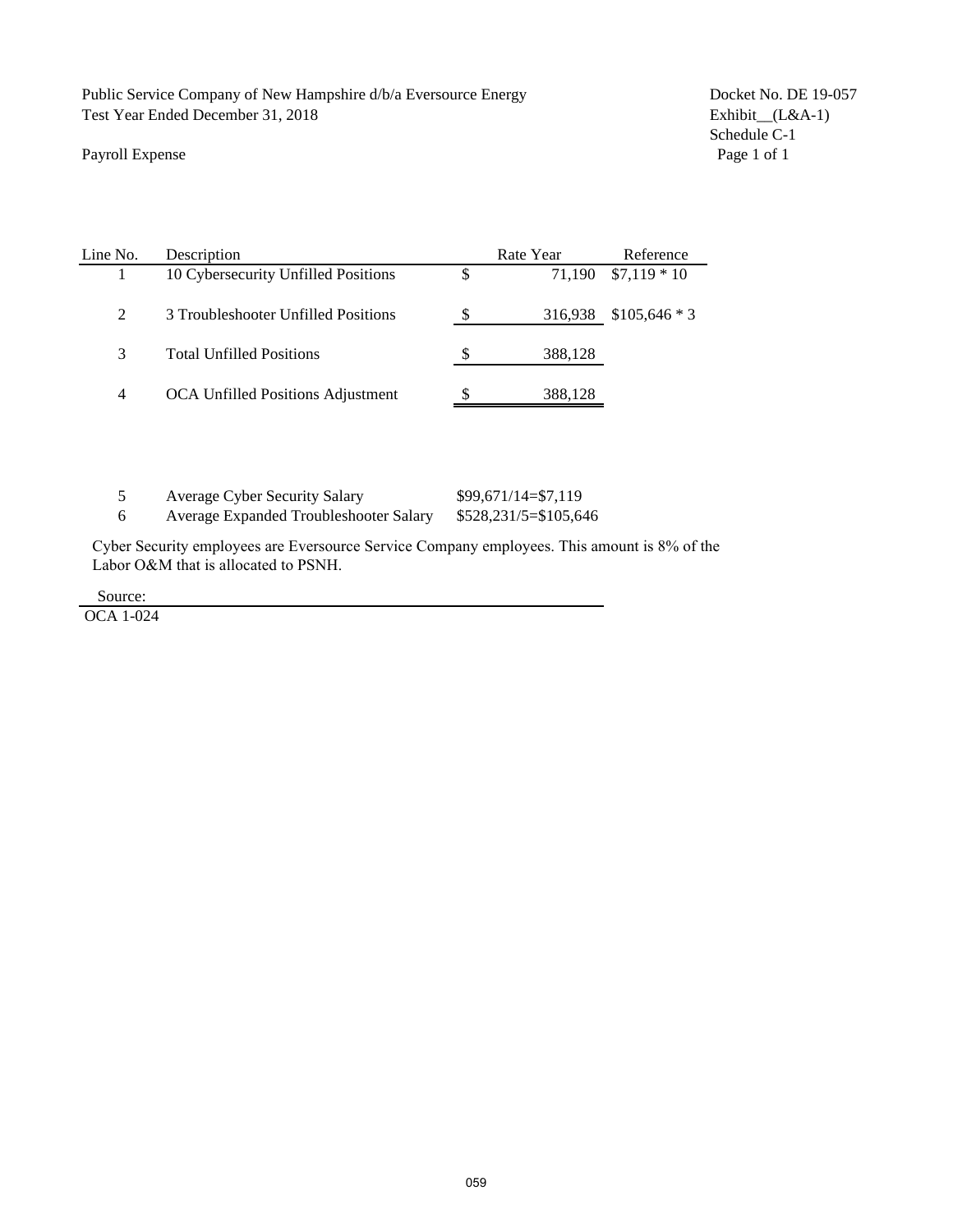Public Service Company of New Hampshire d/b/a Eversource Energy
Test Year Ended December 31, 2018

Docket No. DE 19-057
Exhibit__(L&A-1)
Schedule C-1

Payroll Expense

| Line No. | Description | | Rate Year | Reference |
|---|---|---|---|---|
| 1 | 10 Cybersecurity Unfilled Positions | $ | 71,190 | $7,119 * 10 |
| 2 | 3 Troubleshooter Unfilled Positions | $ | 316,938 | $105,646 * 3 |
| 3 | Total Unfilled Positions | $ | 388,128 | |
| 4 | OCA Unfilled Positions Adjustment | $ | 388,128 | |

| | | |
|---|---|---|
| 5 | Average Cyber Security Salary | $99,671/14=$7,119 |
| 6 | Average Expanded Troubleshooter Salary | $528,231/5=$105,646 |

Cyber Security employees are Eversource Service Company employees. This amount is 8% of the Labor O&M that is allocated to PSNH.

Source:
OCA 1-024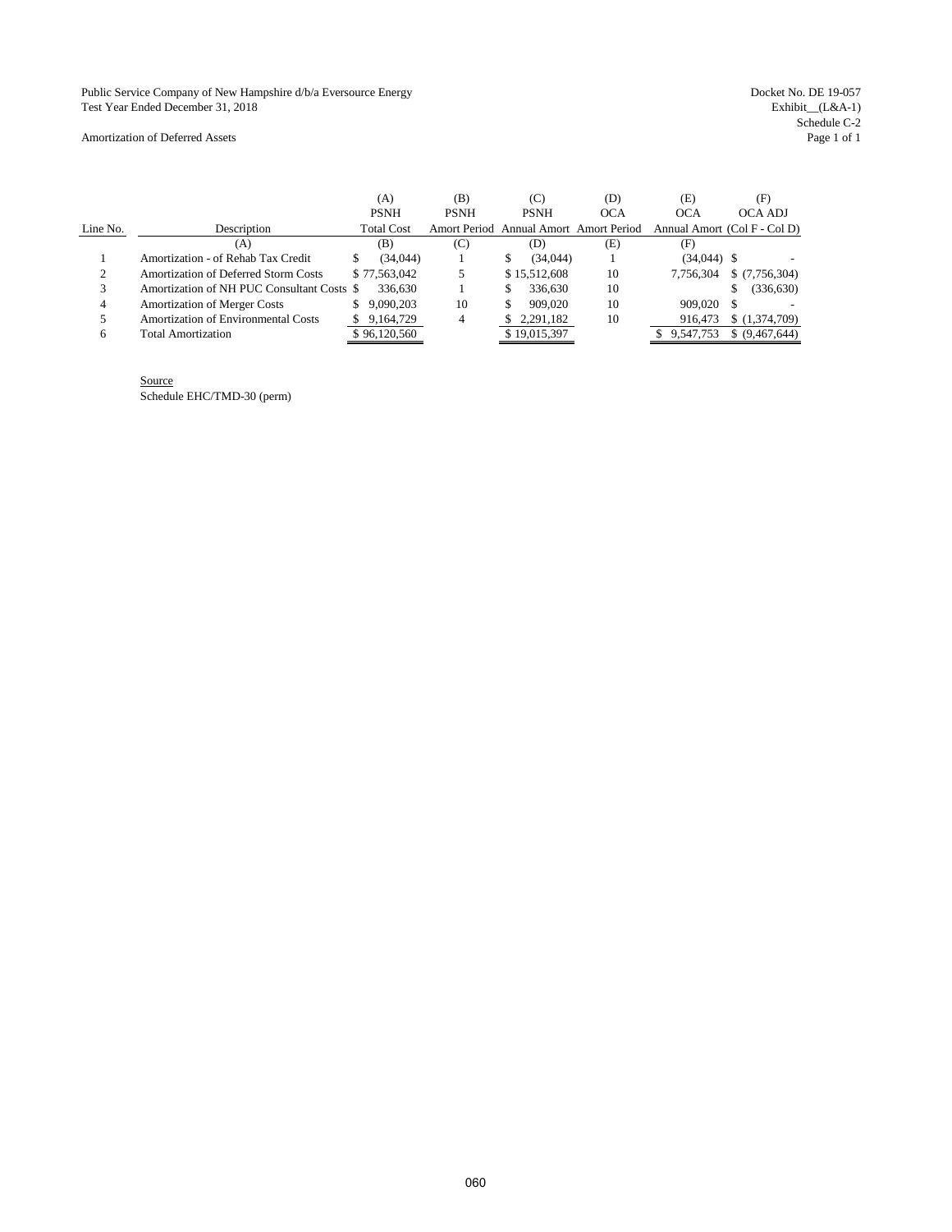Public Service Company of New Hampshire d/b/a Eversource Energy
Test Year Ended December 31, 2018

Docket No. DE 19-057
Exhibit__(L&A-1)
Schedule C-2

Amortization of Deferred Assets

| Line No. | Description | (A) PSNH Total Cost | (B) PSNH Amort Period | (C) PSNH Annual Amort | (D) OCA Amort Period | (E) OCA Annual Amort | (F) OCA ADJ (Col F - Col D) |
|---|---|---|---|---|---|---|---|
| | (A) | (B) | (C) | (D) | (E) | (F) | |
| 1 | Amortization - of Rehab Tax Credit | $ (34,044) | 1 | $ (34,044) | 1 | (34,044) | $ - |
| 2 | Amortization of Deferred Storm Costs | $ 77,563,042 | 5 | $ 15,512,608 | 10 | 7,756,304 | $ (7,756,304) |
| 3 | Amortization of NH PUC Consultant Costs | $ 336,630 | 1 | $ 336,630 | 10 | | $ (336,630) |
| 4 | Amortization of Merger Costs | $ 9,090,203 | 10 | $ 909,020 | 10 | 909,020 | $ - |
| 5 | Amortization of Environmental Costs | $ 9,164,729 | 4 | $ 2,291,182 | 10 | 916,473 | $ (1,374,709) |
| 6 | Total Amortization | $ 96,120,560 | | $ 19,015,397 | | $ 9,547,753 | $ (9,467,644) |

Source
Schedule EHC/TMD-30 (perm)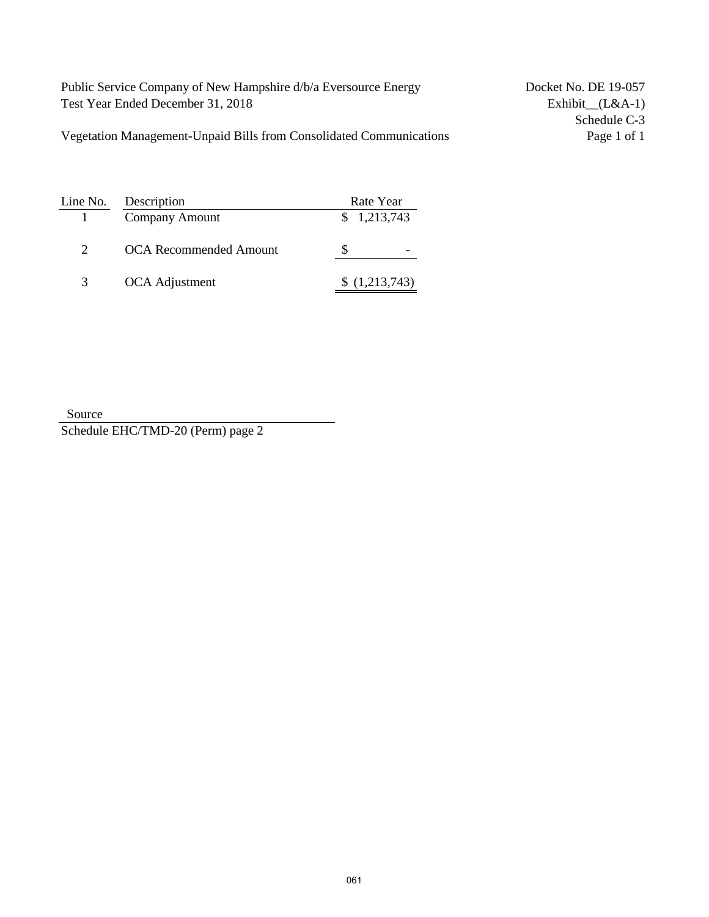Public Service Company of New Hampshire d/b/a Eversource Energy
Test Year Ended December 31, 2018

Docket No. DE 19-057
Exhibit__(L&A-1)
Schedule C-3

Vegetation Management-Unpaid Bills from Consolidated Communications

| Line No. | Description | Rate Year |
|---|---|---|
| 1 | Company Amount | $ 1,213,743 |
| 2 | OCA Recommended Amount | $ - |
| 3 | OCA Adjustment | $ (1,213,743) |

Source

Schedule EHC/TMD-20 (Perm) page 2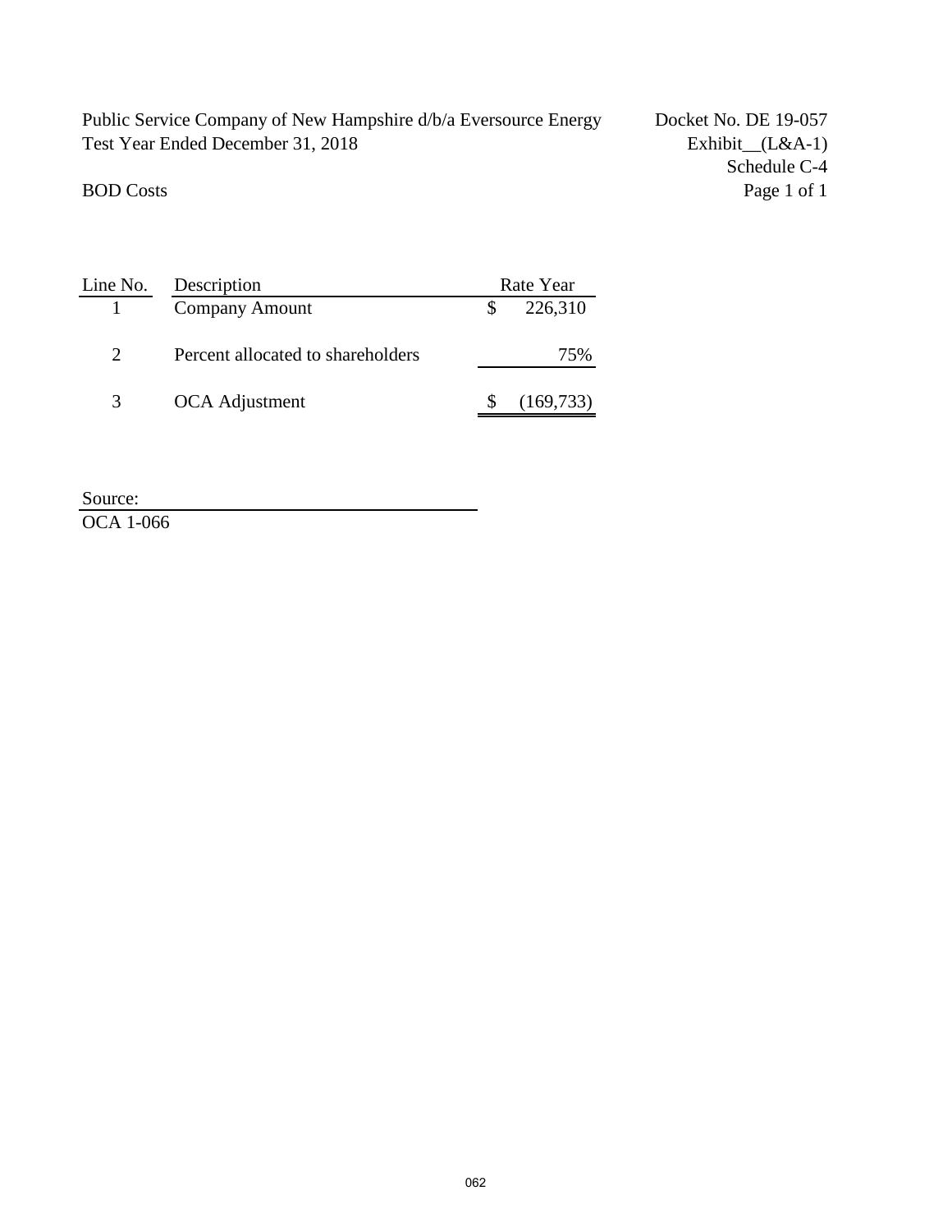Public Service Company of New Hampshire d/b/a Eversource Energy
Test Year Ended December 31, 2018

Docket No. DE 19-057
Exhibit__(L&A-1)
Schedule C-4
Page 1 of 1

BOD Costs

| Line No. | Description | Rate Year |
|---|---|---|
| 1 | Company Amount | $ 226,310 |
| 2 | Percent allocated to shareholders | 75% |
| 3 | OCA Adjustment | $ (169,733) |

Source:
OCA 1-066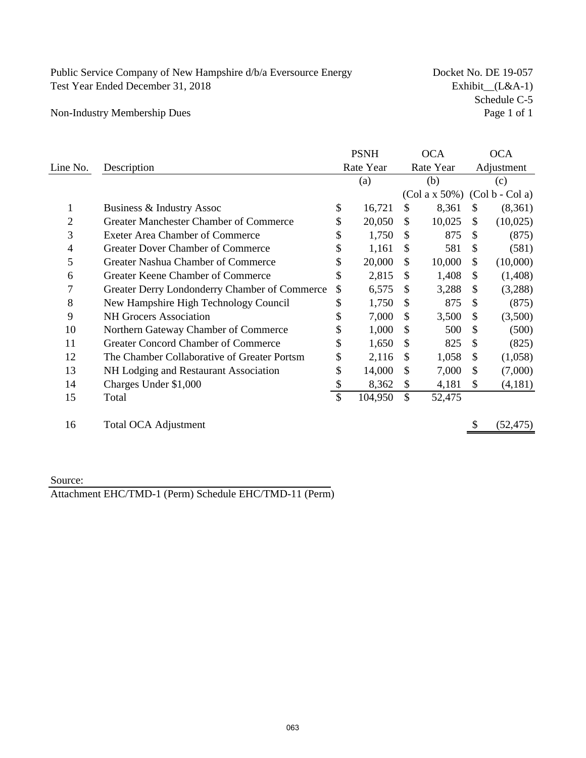Public Service Company of New Hampshire d/b/a Eversource Energy
Test Year Ended December 31, 2018

Docket No. DE 19-057
Exhibit__(L&A-1)
Schedule C-5
Page 1 of 1

## Non-Industry Membership Dues

| Line No. | Description | PSNH Rate Year | OCA Rate Year | OCA Adjustment |
|---|---|---|---|---|
| | | (a) | (b) | (c) |
| | | | (Col a x 50%) | (Col b - Col a) |
| 1 | Business & Industry Assoc | $ 16,721 | $ 8,361 | $ (8,361) |
| 2 | Greater Manchester Chamber of Commerce | $ 20,050 | $ 10,025 | $ (10,025) |
| 3 | Exeter Area Chamber of Commerce | $ 1,750 | $ 875 | $ (875) |
| 4 | Greater Dover Chamber of Commerce | $ 1,161 | $ 581 | $ (581) |
| 5 | Greater Nashua Chamber of Commerce | $ 20,000 | $ 10,000 | $ (10,000) |
| 6 | Greater Keene Chamber of Commerce | $ 2,815 | $ 1,408 | $ (1,408) |
| 7 | Greater Derry Londonderry Chamber of Commerce | $ 6,575 | $ 3,288 | $ (3,288) |
| 8 | New Hampshire High Technology Council | $ 1,750 | $ 875 | $ (875) |
| 9 | NH Grocers Association | $ 7,000 | $ 3,500 | $ (3,500) |
| 10 | Northern Gateway Chamber of Commerce | $ 1,000 | $ 500 | $ (500) |
| 11 | Greater Concord Chamber of Commerce | $ 1,650 | $ 825 | $ (825) |
| 12 | The Chamber Collaborative of Greater Portsm | $ 2,116 | $ 1,058 | $ (1,058) |
| 13 | NH Lodging and Restaurant Association | $ 14,000 | $ 7,000 | $ (7,000) |
| 14 | Charges Under $1,000 | $ 8,362 | $ 4,181 | $ (4,181) |
| 15 | Total | $ 104,950 | $ 52,475 | |
| 16 | Total OCA Adjustment | | | $ (52,475) |

Source:
Attachment EHC/TMD-1 (Perm) Schedule EHC/TMD-11 (Perm)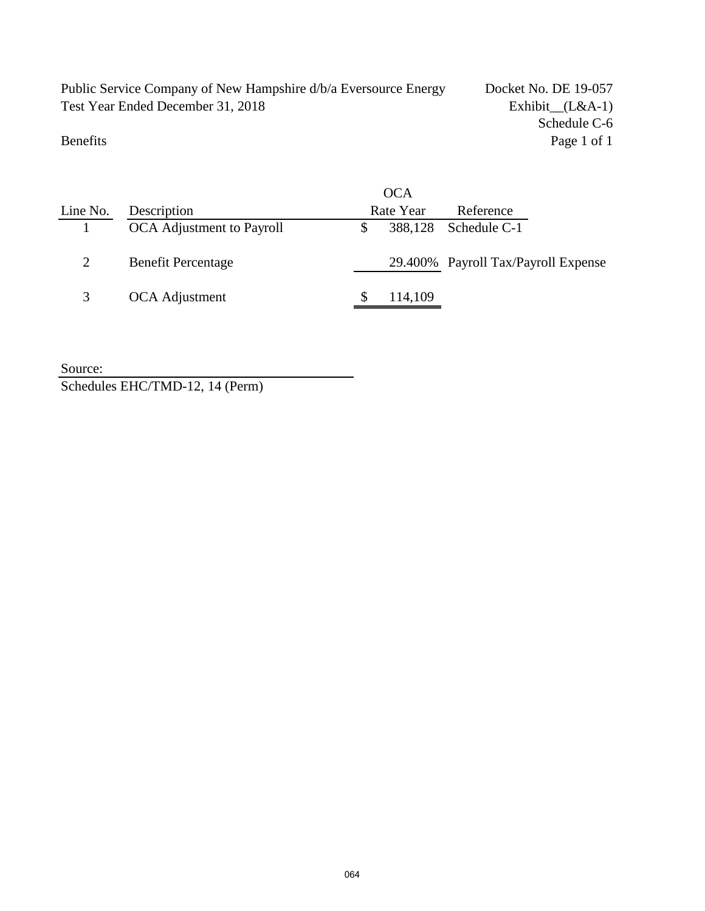Public Service Company of New Hampshire d/b/a Eversource Energy
Test Year Ended December 31, 2018

Docket No. DE 19-057
Exhibit__(L&A-1)
Schedule C-6

Benefits

| Line No. | Description | OCA Rate Year | Reference |
|---|---|---|---|
| 1 | OCA Adjustment to Payroll | $ 388,128 | Schedule C-1 |
| 2 | Benefit Percentage | 29.400% | Payroll Tax/Payroll Expense |
| 3 | OCA Adjustment | $ 114,109 | |

Source:
Schedules EHC/TMD-12, 14 (Perm)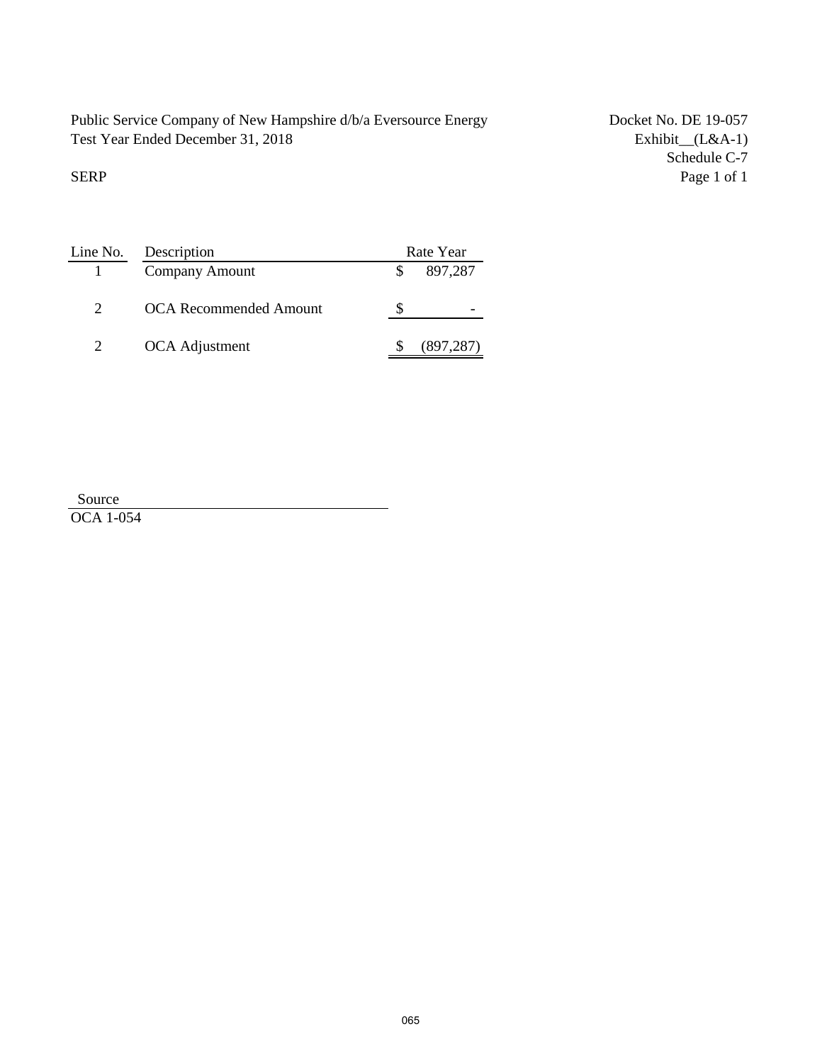Public Service Company of New Hampshire d/b/a Eversource Energy
Test Year Ended December 31, 2018

Docket No. DE 19-057
Exhibit__(L&A-1)
Schedule C-7
Page 1 of 1

SERP

| Line No. | Description | Rate Year |
|---|---|---|
| 1 | Company Amount | $ 897,287 |
| 2 | OCA Recommended Amount | $ - |
| 2 | OCA Adjustment | $ (897,287) |

Source
OCA 1-054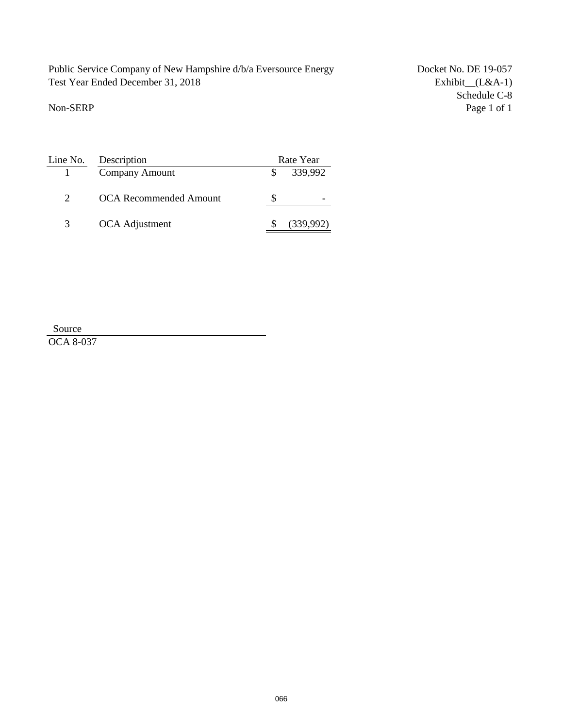Public Service Company of New Hampshire d/b/a Eversource Energy
Test Year Ended December 31, 2018

Docket No. DE 19-057
Exhibit__(L&A-1)
Schedule C-8
Page 1 of 1

Non-SERP

| Line No. | Description | Rate Year |
|---|---|---|
| 1 | Company Amount | $ 339,992 |
| 2 | OCA Recommended Amount | $ - |
| 3 | OCA Adjustment | $ (339,992) |

Source
OCA 8-037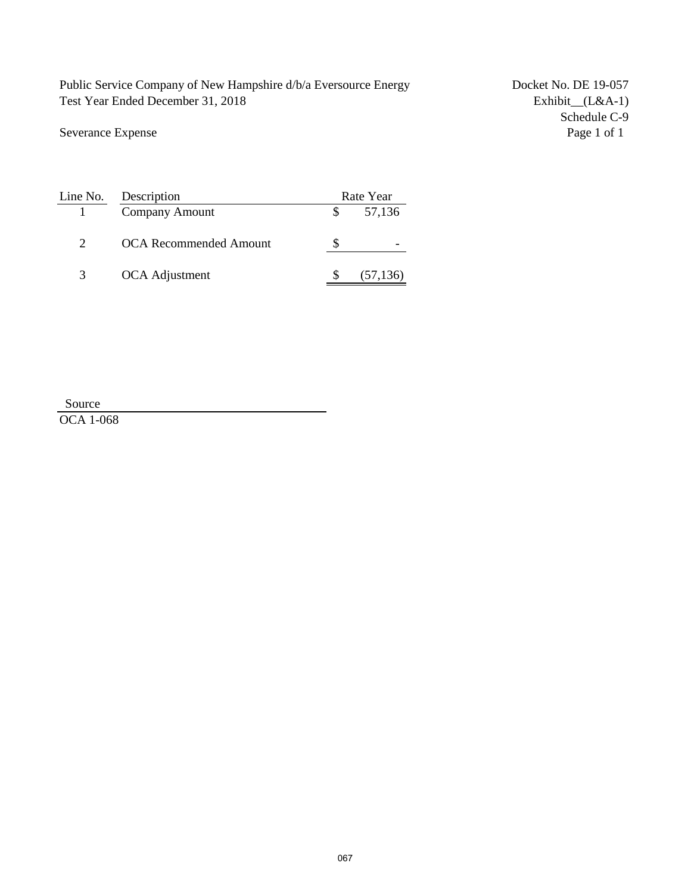Public Service Company of New Hampshire d/b/a Eversource Energy
Test Year Ended December 31, 2018

Docket No. DE 19-057
Exhibit__(L&A-1)
Schedule C-9

Severance Expense

| Line No. | Description | Rate Year |
|---|---|---|
| 1 | Company Amount | $ 57,136 |
| 2 | OCA Recommended Amount | $ - |
| 3 | OCA Adjustment | $ (57,136) |

Source
OCA 1-068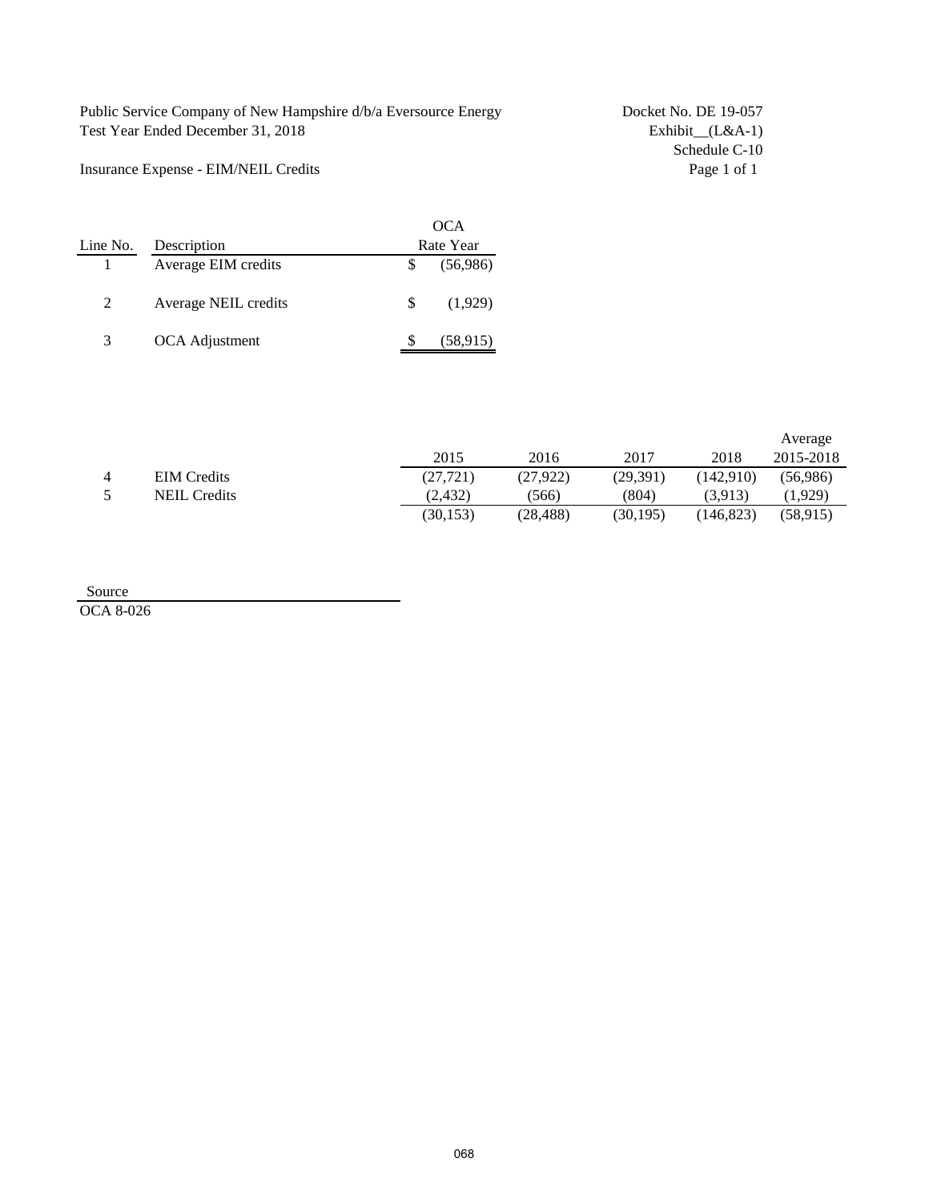Public Service Company of New Hampshire d/b/a Eversource Energy
Test Year Ended December 31, 2018

Docket No. DE 19-057
Exhibit__(L&A-1)
Schedule C-10

Insurance Expense - EIM/NEIL Credits

| Line No. | Description | OCA Rate Year |
|---|---|---|
| 1 | Average EIM credits | $ (56,986) |
| 2 | Average NEIL credits | $ (1,929) |
| 3 | OCA Adjustment | $ (58,915) |

| | | 2015 | 2016 | 2017 | 2018 | Average 2015-2018 |
|---|---|---|---|---|---|---|
| 4 | EIM Credits | (27,721) | (27,922) | (29,391) | (142,910) | (56,986) |
| 5 | NEIL Credits | (2,432) | (566) | (804) | (3,913) | (1,929) |
| | | (30,153) | (28,488) | (30,195) | (146,823) | (58,915) |

Source
OCA 8-026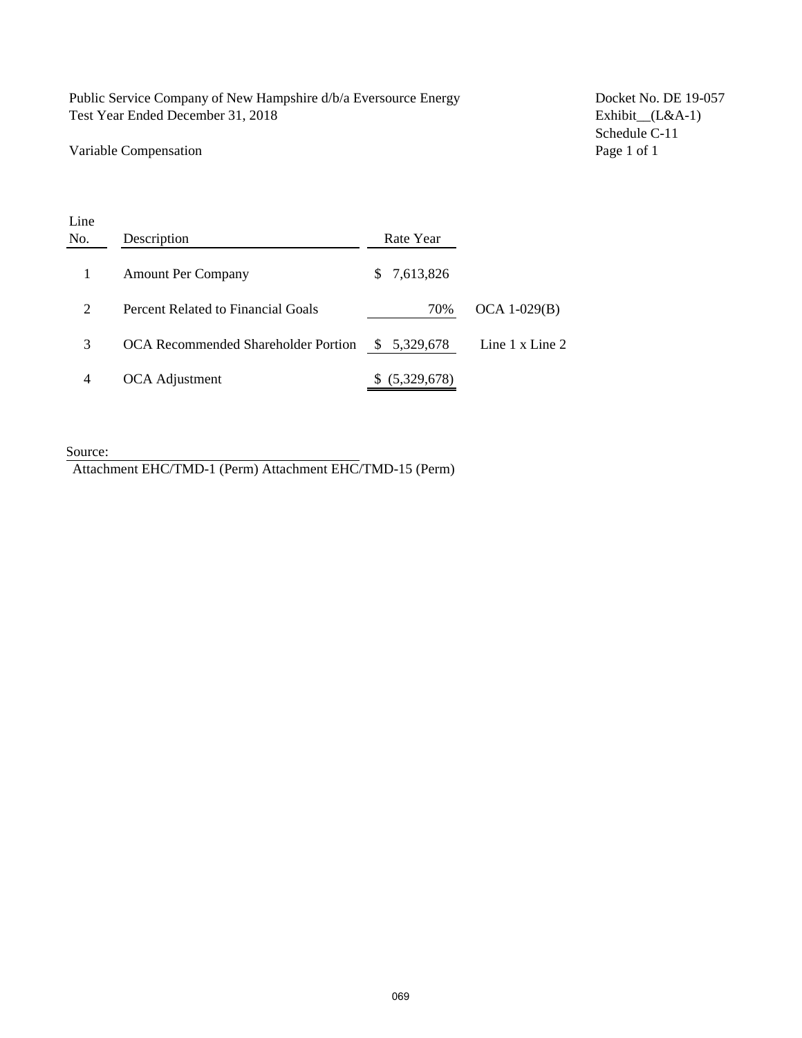Public Service Company of New Hampshire d/b/a Eversource Energy
Test Year Ended December 31, 2018

Docket No. DE 19-057
Exhibit__(L&A-1)
Schedule C-11
Page 1 of 1

Variable Compensation

| Line No. | Description | Rate Year | |
|---|---|---|---|
| 1 | Amount Per Company | $ 7,613,826 | |
| 2 | Percent Related to Financial Goals | 70% | OCA 1-029(B) |
| 3 | OCA Recommended Shareholder Portion | $ 5,329,678 | Line 1 x Line 2 |
| 4 | OCA Adjustment | $ (5,329,678) | |

Source:
Attachment EHC/TMD-1 (Perm) Attachment EHC/TMD-15 (Perm)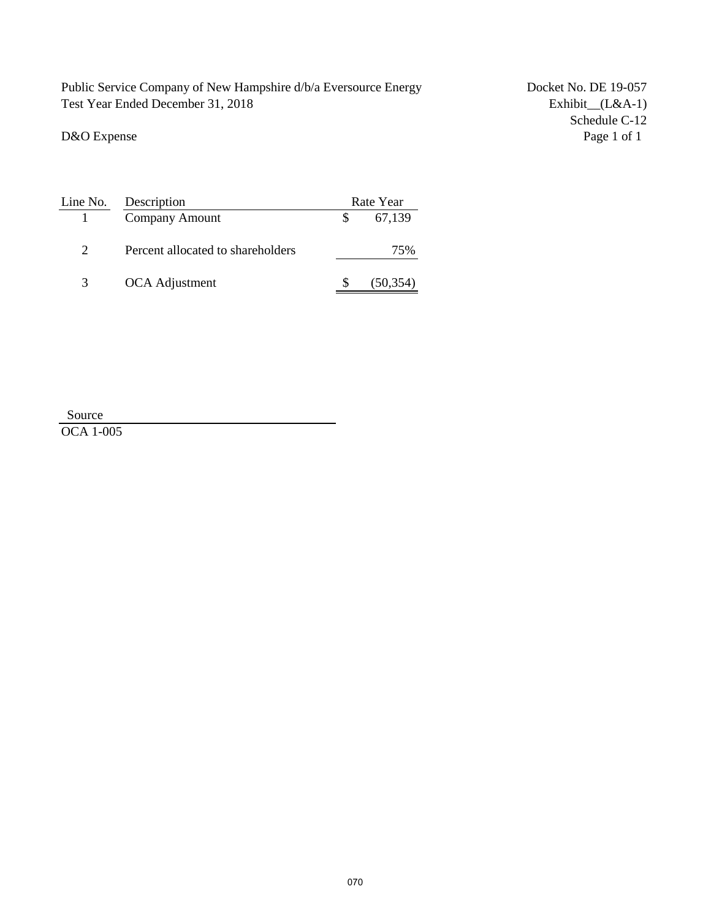Public Service Company of New Hampshire d/b/a Eversource Energy
Test Year Ended December 31, 2018

Docket No. DE 19-057
Exhibit__(L&A-1)
Schedule C-12
Page 1 of 1

D&O Expense

| Line No. | Description | Rate Year |
|---|---|---|
| 1 | Company Amount | $ 67,139 |
| 2 | Percent allocated to shareholders | 75% |
| 3 | OCA Adjustment | $ (50,354) |

Source
OCA 1-005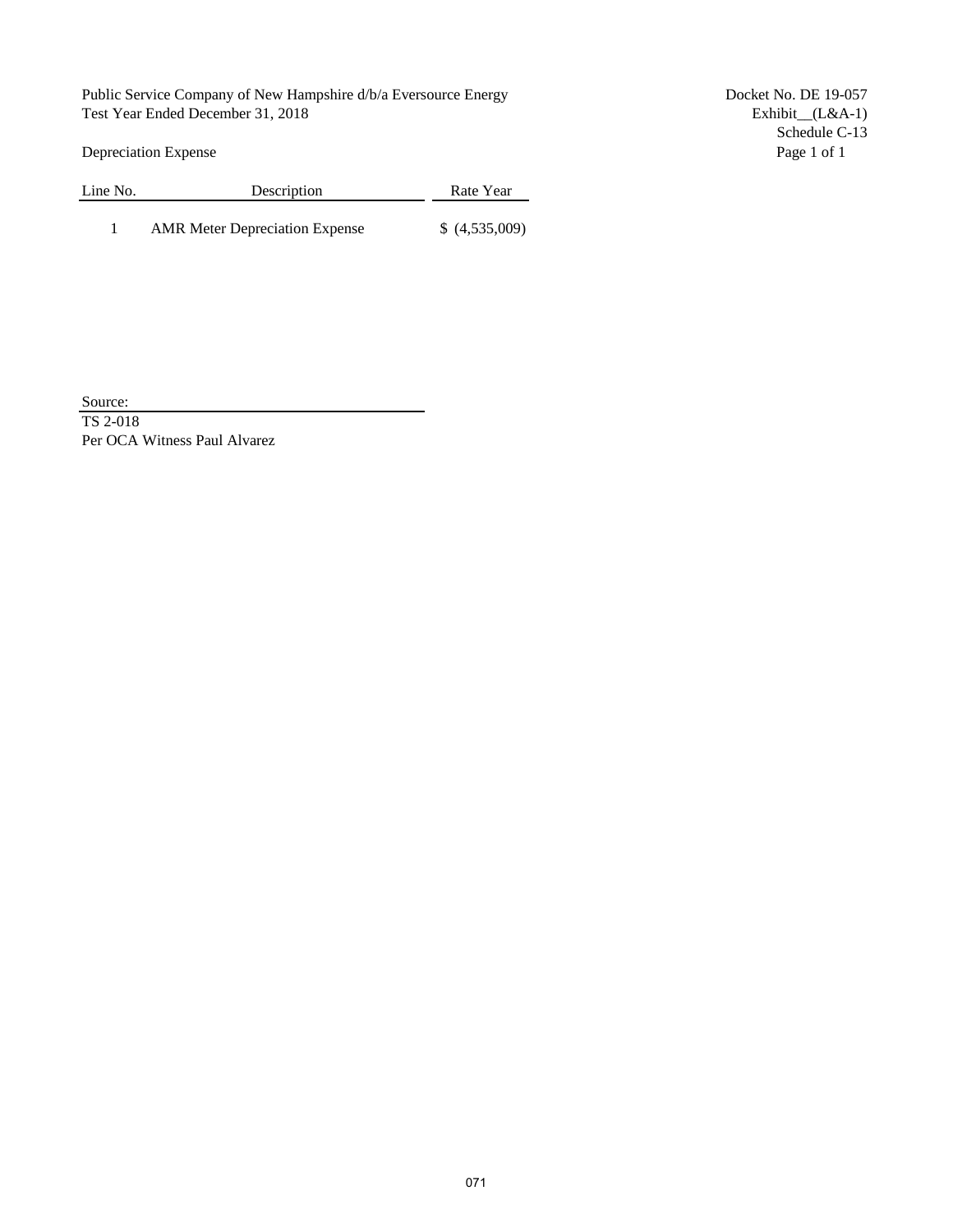Public Service Company of New Hampshire d/b/a Eversource Energy
Test Year Ended December 31, 2018

Docket No. DE 19-057
Exhibit__(L&A-1)
Schedule C-13

Depreciation Expense

| Line No. | Description | Rate Year |
|---|---|---|
| 1 | AMR Meter Depreciation Expense | $ (4,535,009) |

Source:
TS 2-018
Per OCA Witness Paul Alvarez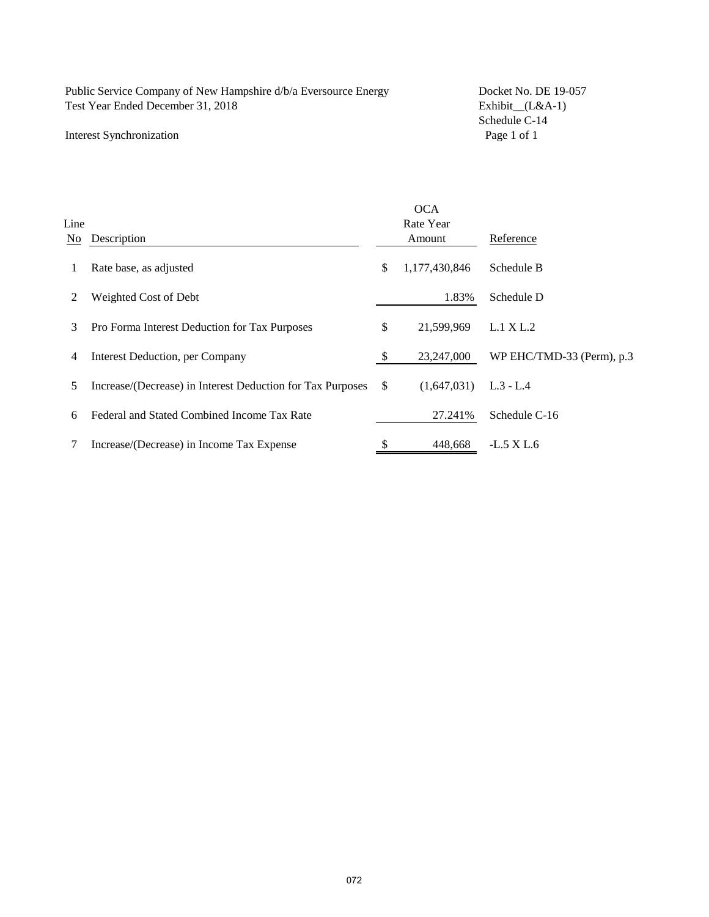Public Service Company of New Hampshire d/b/a Eversource Energy
Test Year Ended December 31, 2018

Docket No. DE 19-057
Exhibit__(L&A-1)
Schedule C-14
Page 1 of 1

Interest Synchronization

| Line No | Description | OCA Rate Year Amount | Reference |
|---|---|---|---|
| 1 | Rate base, as adjusted | $ 1,177,430,846 | Schedule B |
| 2 | Weighted Cost of Debt | 1.83% | Schedule D |
| 3 | Pro Forma Interest Deduction for Tax Purposes | $ 21,599,969 | L.1 X L.2 |
| 4 | Interest Deduction, per Company | $ 23,247,000 | WP EHC/TMD-33 (Perm), p.3 |
| 5 | Increase/(Decrease) in Interest Deduction for Tax Purposes | $ (1,647,031) | L.3 - L.4 |
| 6 | Federal and Stated Combined Income Tax Rate | 27.241% | Schedule C-16 |
| 7 | Increase/(Decrease) in Income Tax Expense | $ 448,668 | -L.5 X L.6 |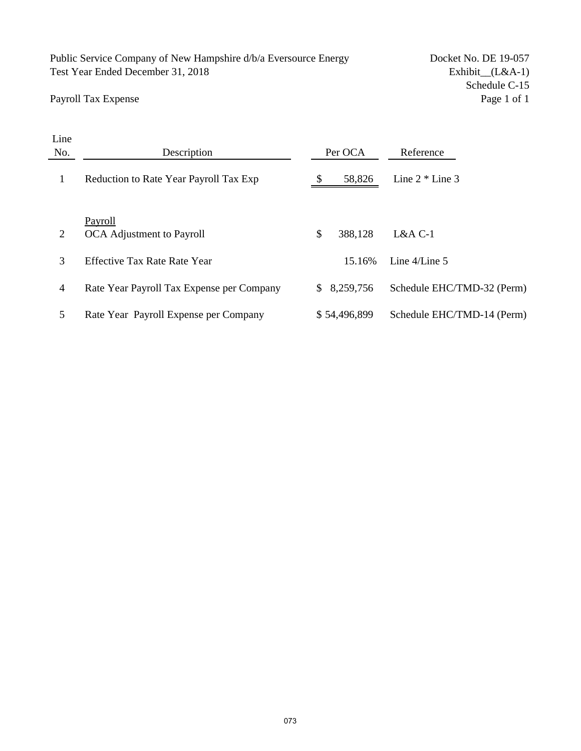Public Service Company of New Hampshire d/b/a Eversource Energy
Test Year Ended December 31, 2018

Docket No. DE 19-057
Exhibit__(L&A-1)
Schedule C-15

Payroll Tax Expense

| Line No. | Description | Per OCA | Reference |
|---|---|---|---|
| 1 | Reduction to Rate Year Payroll Tax Exp | $ 58,826 | Line 2 * Line 3 |
| | Payroll | | |
| 2 | OCA Adjustment to Payroll | $ 388,128 | L&A C-1 |
| 3 | Effective Tax Rate Rate Year | 15.16% | Line 4/Line 5 |
| 4 | Rate Year Payroll Tax Expense per Company | $ 8,259,756 | Schedule EHC/TMD-32 (Perm) |
| 5 | Rate Year Payroll Expense per Company | $ 54,496,899 | Schedule EHC/TMD-14 (Perm) |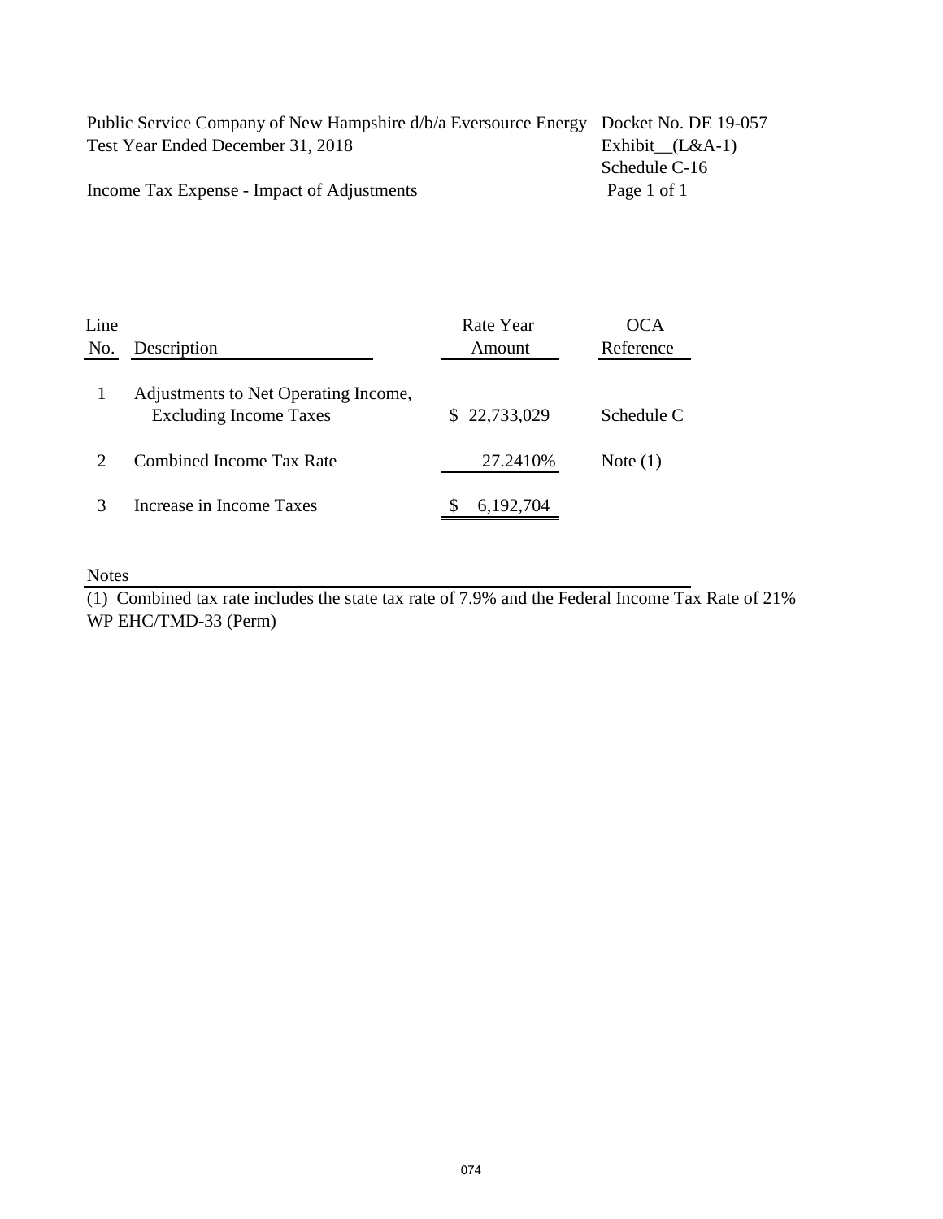Public Service Company of New Hampshire d/b/a Eversource Energy
Test Year Ended December 31, 2018

Docket No. DE 19-057
Exhibit__(L&A-1)
Schedule C-16

Income Tax Expense - Impact of Adjustments

| Line No. | Description | Rate Year Amount | OCA Reference |
|---|---|---|---|
| 1 | Adjustments to Net Operating Income, Excluding Income Taxes | $ 22,733,029 | Schedule C |
| 2 | Combined Income Tax Rate | 27.2410% | Note (1) |
| 3 | Increase in Income Taxes | $ 6,192,704 | |

Notes

(1) Combined tax rate includes the state tax rate of 7.9% and the Federal Income Tax Rate of 21%
WP EHC/TMD-33 (Perm)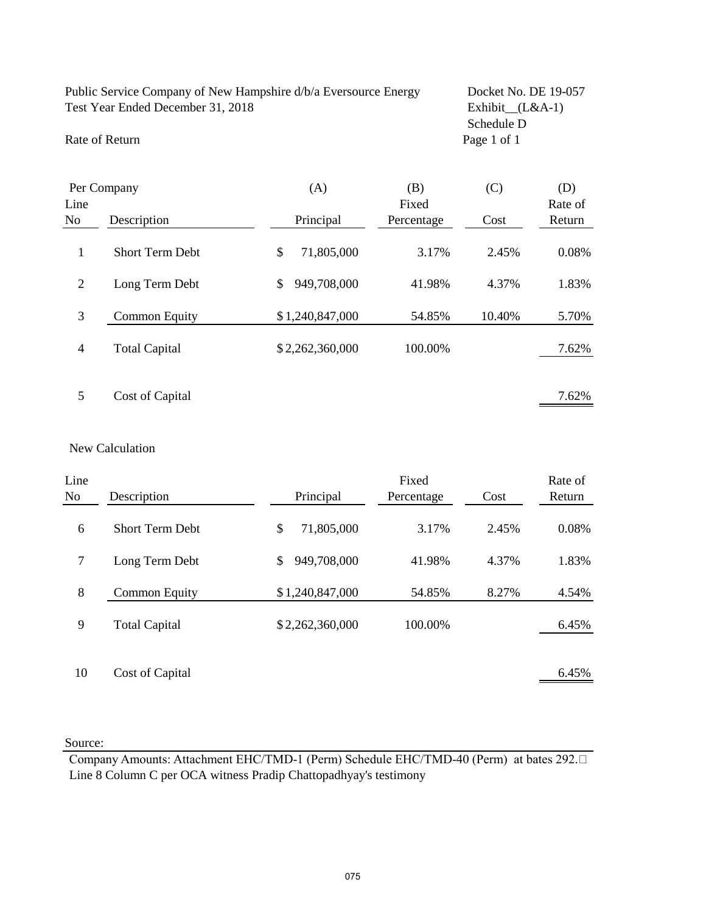Public Service Company of New Hampshire d/b/a Eversource Energy
Test Year Ended December 31, 2018

Docket No. DE 19-057
Exhibit__(L&A-1)
Schedule D

Rate of Return

Per Company

| Line No | Description | (A) Principal | (B) Fixed Percentage | (C) Cost | (D) Rate of Return |
|---|---|---|---|---|---|
| 1 | Short Term Debt | $ 71,805,000 | 3.17% | 2.45% | 0.08% |
| 2 | Long Term Debt | $ 949,708,000 | 41.98% | 4.37% | 1.83% |
| 3 | Common Equity | $ 1,240,847,000 | 54.85% | 10.40% | 5.70% |
| 4 | Total Capital | $ 2,262,360,000 | 100.00% | | 7.62% |
| 5 | Cost of Capital | | | | 7.62% |

New Calculation

| Line No | Description | Principal | Fixed Percentage | Cost | Rate of Return |
|---|---|---|---|---|---|
| 6 | Short Term Debt | $ 71,805,000 | 3.17% | 2.45% | 0.08% |
| 7 | Long Term Debt | $ 949,708,000 | 41.98% | 4.37% | 1.83% |
| 8 | Common Equity | $ 1,240,847,000 | 54.85% | 8.27% | 4.54% |
| 9 | Total Capital | $ 2,262,360,000 | 100.00% | | 6.45% |
| 10 | Cost of Capital | | | | 6.45% |

Source:

Company Amounts: Attachment EHC/TMD-1 (Perm) Schedule EHC/TMD-40 (Perm) at bates 292.
Line 8 Column C per OCA witness Pradip Chattopadhyay's testimony